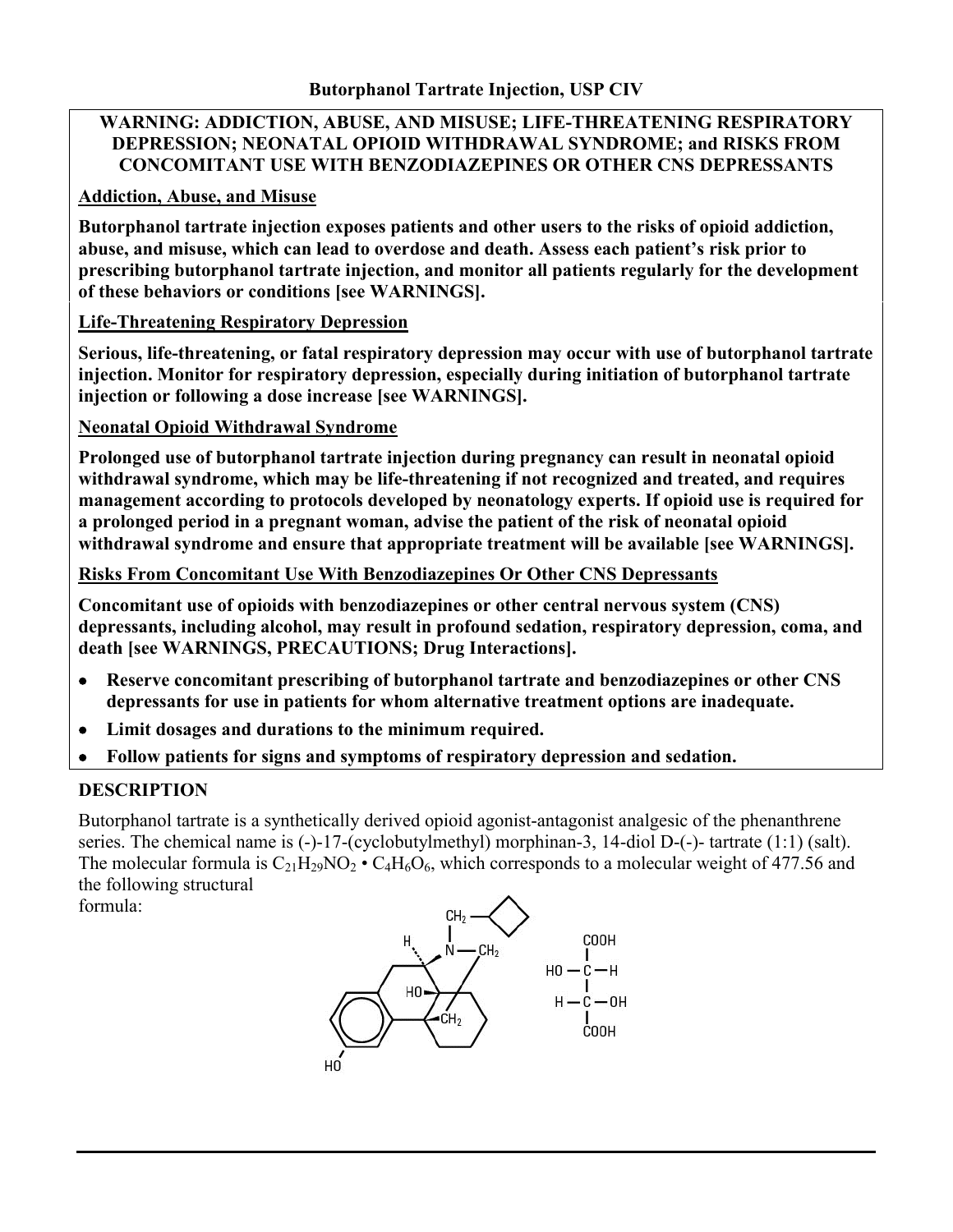# Butorphanol Tartrate Injection, USP CIV

**WARNING: ADDICTION, ABUSE, AND MISUSE; LIFE-THREATENING RESPIRATORY DEPRESSION; NEONATAL OPIOID WITHDRAWAL SYNDROME; and RISKS FROM CONCOMITANT USE WITH BENZODIAZEPINES OR OTHER CNS DEPRESSANTS**

**Addiction, Abuse, and Misuse**

**Butorphanol tartrate injection exposes patients and other users to the risks of opioid addiction, abuse, and misuse, which can lead to overdose and death. Assess each patient's risk prior to prescribing butorphanol tartrate injection, and monitor all patients regularly for the development of these behaviors or conditions [see WARNINGS].**

**Life-Threatening Respiratory Depression**

**Serious, life-threatening, or fatal respiratory depression may occur with use of butorphanol tartrate injection. Monitor for respiratory depression, especially during initiation of butorphanol tartrate injection or following a dose increase [see WARNINGS].**

**Neonatal Opioid Withdrawal Syndrome**

**Prolonged use of butorphanol tartrate injection during pregnancy can result in neonatal opioid withdrawal syndrome, which may be life-threatening if not recognized and treated, and requires management according to protocols developed by neonatology experts. If opioid use is required for a prolonged period in a pregnant woman, advise the patient of the risk of neonatal opioid withdrawal syndrome and ensure that appropriate treatment will be available [see WARNINGS].**

**Risks From Concomitant Use With Benzodiazepines Or Other CNS Depressants**

**Concomitant use of opioids with benzodiazepines or other central nervous system (CNS) depressants, including alcohol, may result in profound sedation, respiratory depression, coma, and death [see WARNINGS, PRECAUTIONS; Drug Interactions].**

- **Reserve concomitant prescribing of butorphanol tartrate and benzodiazepines or other CNS depressants for use in patients for whom alternative treatment options are inadequate.**
- **Limit dosages and durations to the minimum required.**
- **Follow patients for signs and symptoms of respiratory depression and sedation.**

## DESCRIPTION

Butorphanol tartrate is a synthetically derived opioid agonist-antagonist analgesic of the phenanthrene series. The chemical name is (-)-17-(cyclobutylmethyl) morphinan-3, 14-diol D-(-)- tartrate (1:1) (salt). The molecular formula is $C_{21}H_{29}NO_2 \cdot C_4H_6O_6$, which corresponds to a molecular weight of 477.56 and the following structural formula: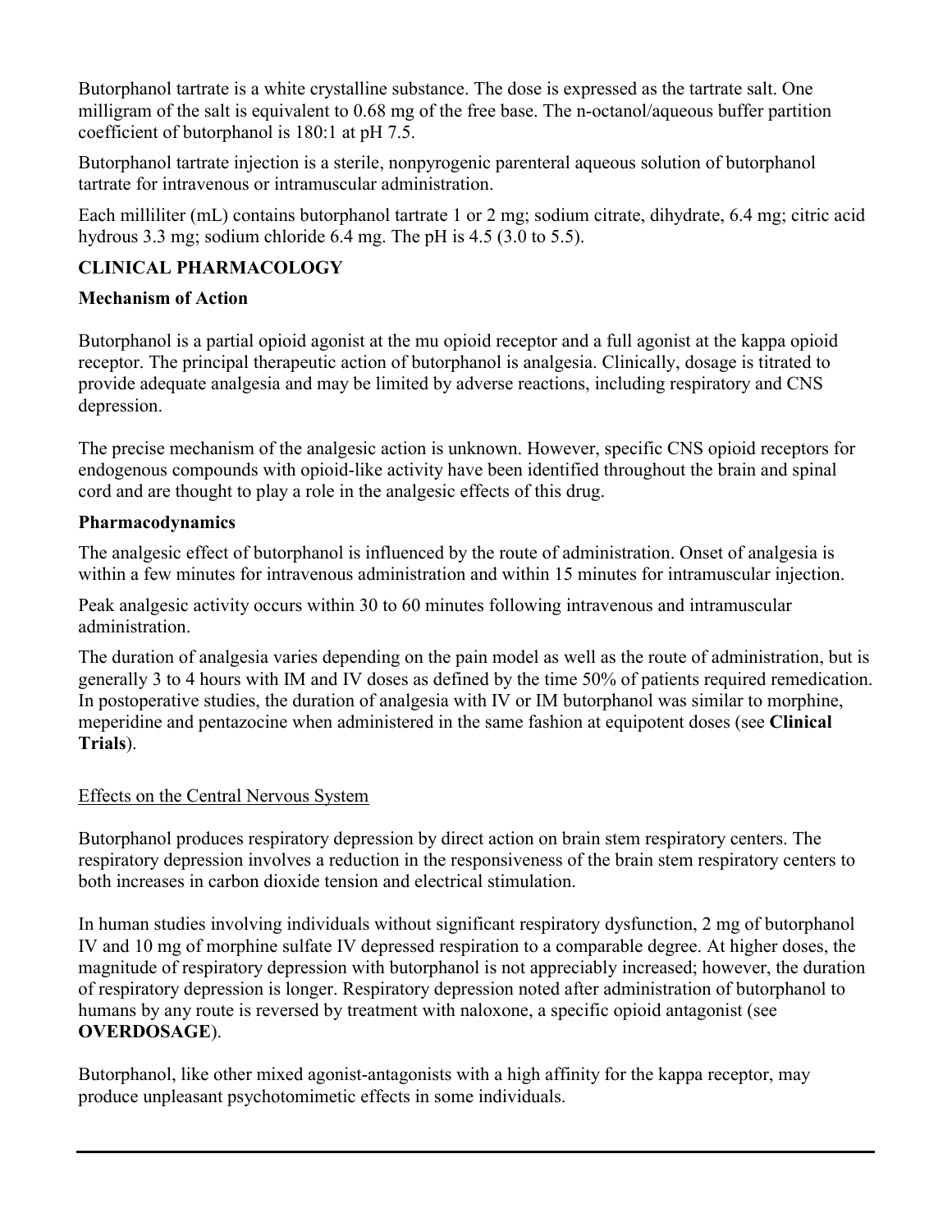Butorphanol tartrate is a white crystalline substance. The dose is expressed as the tartrate salt. One milligram of the salt is equivalent to 0.68 mg of the free base. The n-octanol/aqueous buffer partition coefficient of butorphanol is 180:1 at pH 7.5.

Butorphanol tartrate injection is a sterile, nonpyrogenic parenteral aqueous solution of butorphanol tartrate for intravenous or intramuscular administration.

Each milliliter (mL) contains butorphanol tartrate 1 or 2 mg; sodium citrate, dihydrate, 6.4 mg; citric acid hydrous 3.3 mg; sodium chloride 6.4 mg. The pH is 4.5 (3.0 to 5.5).

## CLINICAL PHARMACOLOGY

### Mechanism of Action

Butorphanol is a partial opioid agonist at the mu opioid receptor and a full agonist at the kappa opioid receptor. The principal therapeutic action of butorphanol is analgesia. Clinically, dosage is titrated to provide adequate analgesia and may be limited by adverse reactions, including respiratory and CNS depression.

The precise mechanism of the analgesic action is unknown. However, specific CNS opioid receptors for endogenous compounds with opioid-like activity have been identified throughout the brain and spinal cord and are thought to play a role in the analgesic effects of this drug.

### Pharmacodynamics

The analgesic effect of butorphanol is influenced by the route of administration. Onset of analgesia is within a few minutes for intravenous administration and within 15 minutes for intramuscular injection.

Peak analgesic activity occurs within 30 to 60 minutes following intravenous and intramuscular administration.

The duration of analgesia varies depending on the pain model as well as the route of administration, but is generally 3 to 4 hours with IM and IV doses as defined by the time 50% of patients required remedication. In postoperative studies, the duration of analgesia with IV or IM butorphanol was similar to morphine, meperidine and pentazocine when administered in the same fashion at equipotent doses (see **Clinical Trials**).

Effects on the Central Nervous System

Butorphanol produces respiratory depression by direct action on brain stem respiratory centers. The respiratory depression involves a reduction in the responsiveness of the brain stem respiratory centers to both increases in carbon dioxide tension and electrical stimulation.

In human studies involving individuals without significant respiratory dysfunction, 2 mg of butorphanol IV and 10 mg of morphine sulfate IV depressed respiration to a comparable degree. At higher doses, the magnitude of respiratory depression with butorphanol is not appreciably increased; however, the duration of respiratory depression is longer. Respiratory depression noted after administration of butorphanol to humans by any route is reversed by treatment with naloxone, a specific opioid antagonist (see **OVERDOSAGE**).

Butorphanol, like other mixed agonist-antagonists with a high affinity for the kappa receptor, may produce unpleasant psychotomimetic effects in some individuals.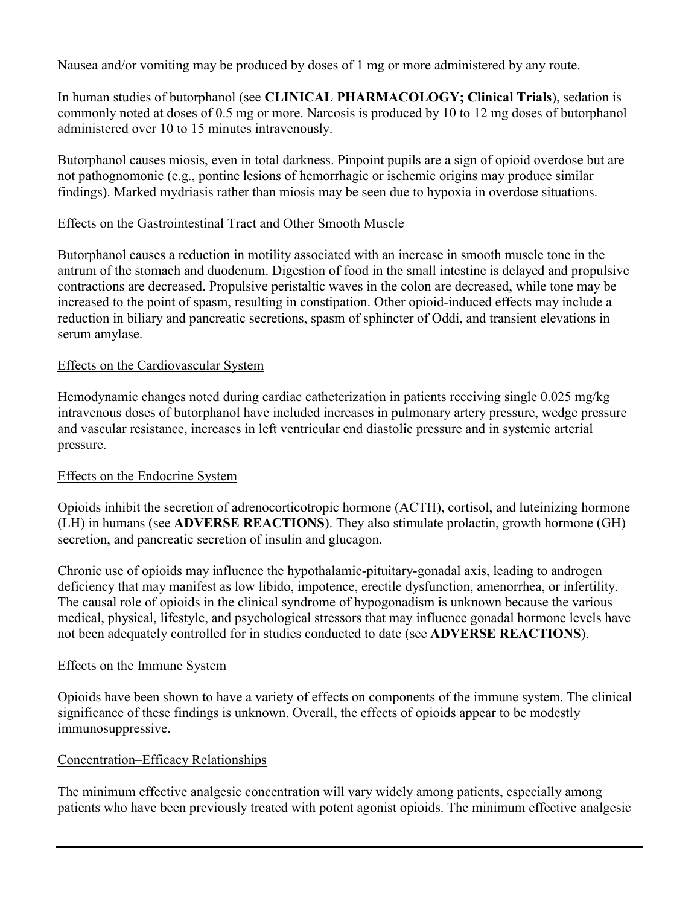Nausea and/or vomiting may be produced by doses of 1 mg or more administered by any route.

In human studies of butorphanol (see **CLINICAL PHARMACOLOGY; Clinical Trials**), sedation is commonly noted at doses of 0.5 mg or more. Narcosis is produced by 10 to 12 mg doses of butorphanol administered over 10 to 15 minutes intravenously.

Butorphanol causes miosis, even in total darkness. Pinpoint pupils are a sign of opioid overdose but are not pathognomonic (e.g., pontine lesions of hemorrhagic or ischemic origins may produce similar findings). Marked mydriasis rather than miosis may be seen due to hypoxia in overdose situations.

Effects on the Gastrointestinal Tract and Other Smooth Muscle

Butorphanol causes a reduction in motility associated with an increase in smooth muscle tone in the antrum of the stomach and duodenum. Digestion of food in the small intestine is delayed and propulsive contractions are decreased. Propulsive peristaltic waves in the colon are decreased, while tone may be increased to the point of spasm, resulting in constipation. Other opioid-induced effects may include a reduction in biliary and pancreatic secretions, spasm of sphincter of Oddi, and transient elevations in serum amylase.

Effects on the Cardiovascular System

Hemodynamic changes noted during cardiac catheterization in patients receiving single 0.025 mg/kg intravenous doses of butorphanol have included increases in pulmonary artery pressure, wedge pressure and vascular resistance, increases in left ventricular end diastolic pressure and in systemic arterial pressure.

Effects on the Endocrine System

Opioids inhibit the secretion of adrenocorticotropic hormone (ACTH), cortisol, and luteinizing hormone (LH) in humans (see **ADVERSE REACTIONS**). They also stimulate prolactin, growth hormone (GH) secretion, and pancreatic secretion of insulin and glucagon.

Chronic use of opioids may influence the hypothalamic-pituitary-gonadal axis, leading to androgen deficiency that may manifest as low libido, impotence, erectile dysfunction, amenorrhea, or infertility. The causal role of opioids in the clinical syndrome of hypogonadism is unknown because the various medical, physical, lifestyle, and psychological stressors that may influence gonadal hormone levels have not been adequately controlled for in studies conducted to date (see **ADVERSE REACTIONS**).

Effects on the Immune System

Opioids have been shown to have a variety of effects on components of the immune system. The clinical significance of these findings is unknown. Overall, the effects of opioids appear to be modestly immunosuppressive.

Concentration–Efficacy Relationships

The minimum effective analgesic concentration will vary widely among patients, especially among patients who have been previously treated with potent agonist opioids. The minimum effective analgesic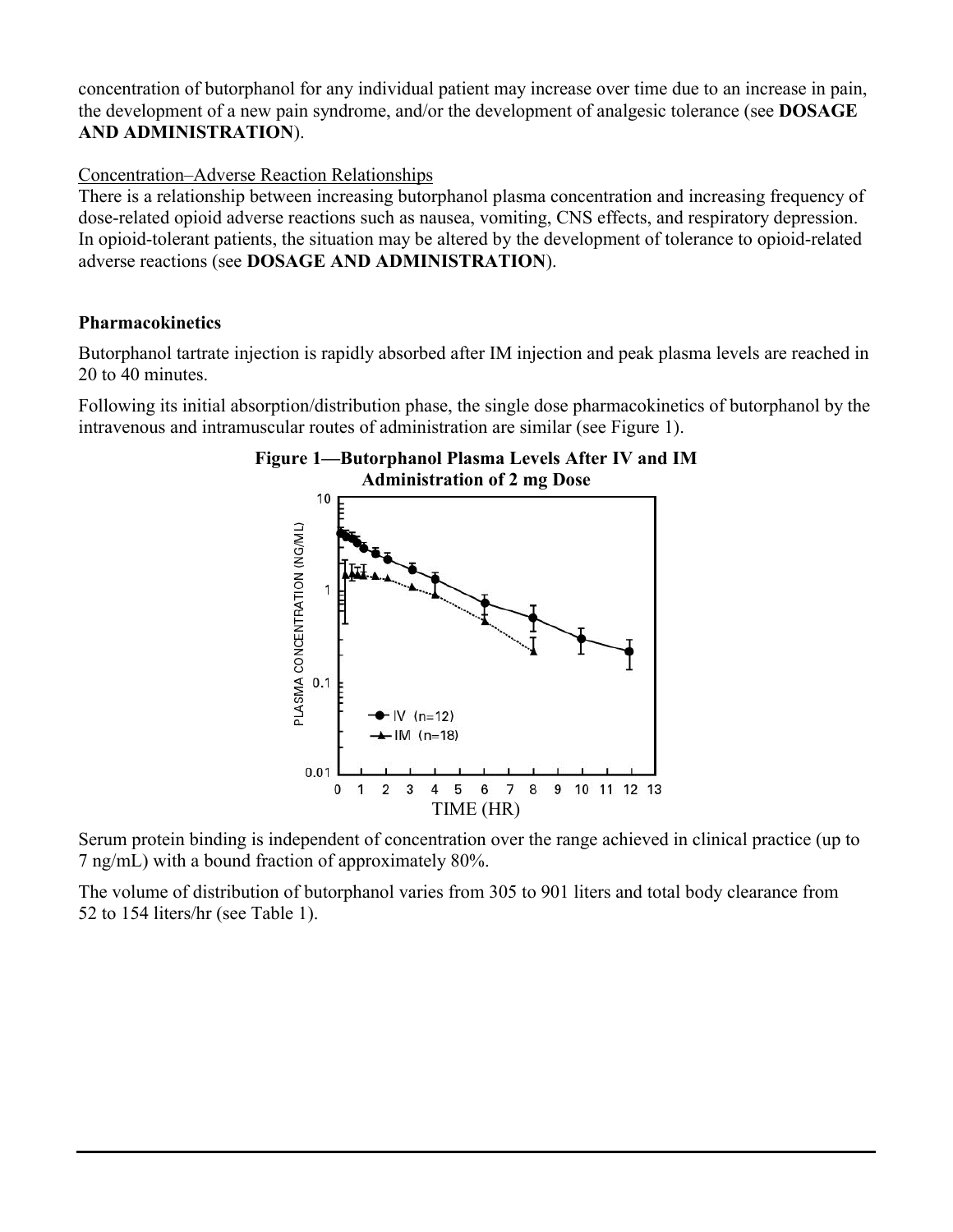concentration of butorphanol for any individual patient may increase over time due to an increase in pain, the development of a new pain syndrome, and/or the development of analgesic tolerance (see **DOSAGE AND ADMINISTRATION**).

Concentration–Adverse Reaction Relationships

There is a relationship between increasing butorphanol plasma concentration and increasing frequency of dose-related opioid adverse reactions such as nausea, vomiting, CNS effects, and respiratory depression. In opioid-tolerant patients, the situation may be altered by the development of tolerance to opioid-related adverse reactions (see **DOSAGE AND ADMINISTRATION**).

**Pharmacokinetics**

Butorphanol tartrate injection is rapidly absorbed after IM injection and peak plasma levels are reached in 20 to 40 minutes.

Following its initial absorption/distribution phase, the single dose pharmacokinetics of butorphanol by the intravenous and intramuscular routes of administration are similar (see Figure 1).

**Figure 1—Butorphanol Plasma Levels After IV and IM Administration of 2 mg Dose**

Serum protein binding is independent of concentration over the range achieved in clinical practice (up to 7 ng/mL) with a bound fraction of approximately 80%.

The volume of distribution of butorphanol varies from 305 to 901 liters and total body clearance from 52 to 154 liters/hr (see Table 1).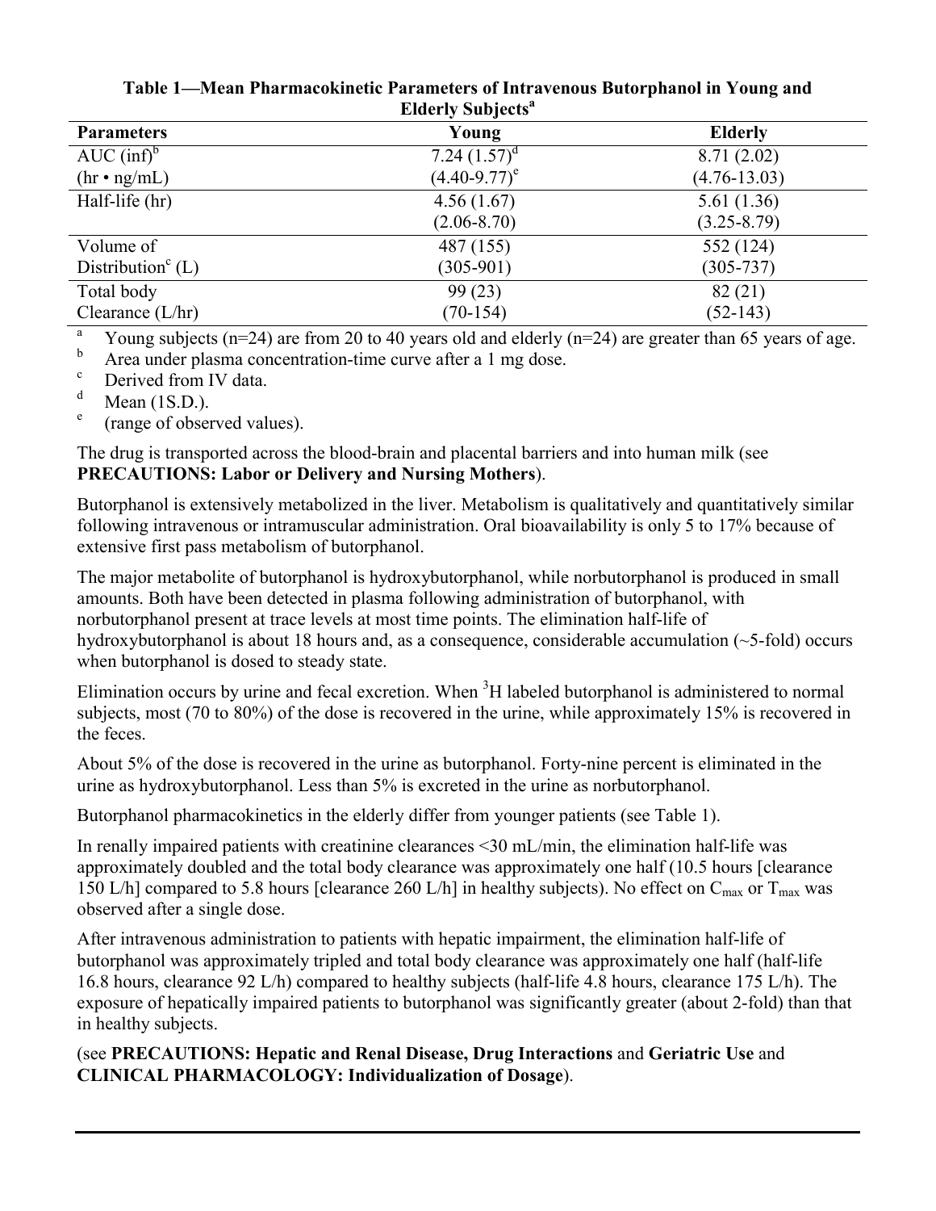**Table 1—Mean Pharmacokinetic Parameters of Intravenous Butorphanol in Young and Elderly Subjects[a]**

| Parameters | Young | Elderly |
|---|---|---|
| AUC (inf)[b] (hr • ng/mL) | 7.24 (1.57)[d] (4.40-9.77)[e] | 8.71 (2.02) (4.76-13.03) |
| Half-life (hr) | 4.56 (1.67) (2.06-8.70) | 5.61 (1.36) (3.25-8.79) |
| Volume of Distribution[c] (L) | 487 (155) (305-901) | 552 (124) (305-737) |
| Total body Clearance (L/hr) | 99 (23) (70-154) | 82 (21) (52-143) |

[a] Young subjects (n=24) are from 20 to 40 years old and elderly (n=24) are greater than 65 years of age.
[b] Area under plasma concentration-time curve after a 1 mg dose.
[c] Derived from IV data.
[d] Mean (1S.D.).
[e] (range of observed values).

The drug is transported across the blood-brain and placental barriers and into human milk (see **PRECAUTIONS: Labor or Delivery and Nursing Mothers**).

Butorphanol is extensively metabolized in the liver. Metabolism is qualitatively and quantitatively similar following intravenous or intramuscular administration. Oral bioavailability is only 5 to 17% because of extensive first pass metabolism of butorphanol.

The major metabolite of butorphanol is hydroxybutorphanol, while norbutorphanol is produced in small amounts. Both have been detected in plasma following administration of butorphanol, with norbutorphanol present at trace levels at most time points. The elimination half-life of hydroxybutorphanol is about 18 hours and, as a consequence, considerable accumulation (~5-fold) occurs when butorphanol is dosed to steady state.

Elimination occurs by urine and fecal excretion. When $^3H$ labeled butorphanol is administered to normal subjects, most (70 to 80%) of the dose is recovered in the urine, while approximately 15% is recovered in the feces.

About 5% of the dose is recovered in the urine as butorphanol. Forty-nine percent is eliminated in the urine as hydroxybutorphanol. Less than 5% is excreted in the urine as norbutorphanol.

Butorphanol pharmacokinetics in the elderly differ from younger patients (see Table 1).

In renally impaired patients with creatinine clearances <30 mL/min, the elimination half-life was approximately doubled and the total body clearance was approximately one half (10.5 hours [clearance 150 L/h] compared to 5.8 hours [clearance 260 L/h] in healthy subjects). No effect on $C_{max}$ or $T_{max}$ was observed after a single dose.

After intravenous administration to patients with hepatic impairment, the elimination half-life of butorphanol was approximately tripled and total body clearance was approximately one half (half-life 16.8 hours, clearance 92 L/h) compared to healthy subjects (half-life 4.8 hours, clearance 175 L/h). The exposure of hepatically impaired patients to butorphanol was significantly greater (about 2-fold) than that in healthy subjects.

(see **PRECAUTIONS: Hepatic and Renal Disease, Drug Interactions** and **Geriatric Use** and **CLINICAL PHARMACOLOGY: Individualization of Dosage**).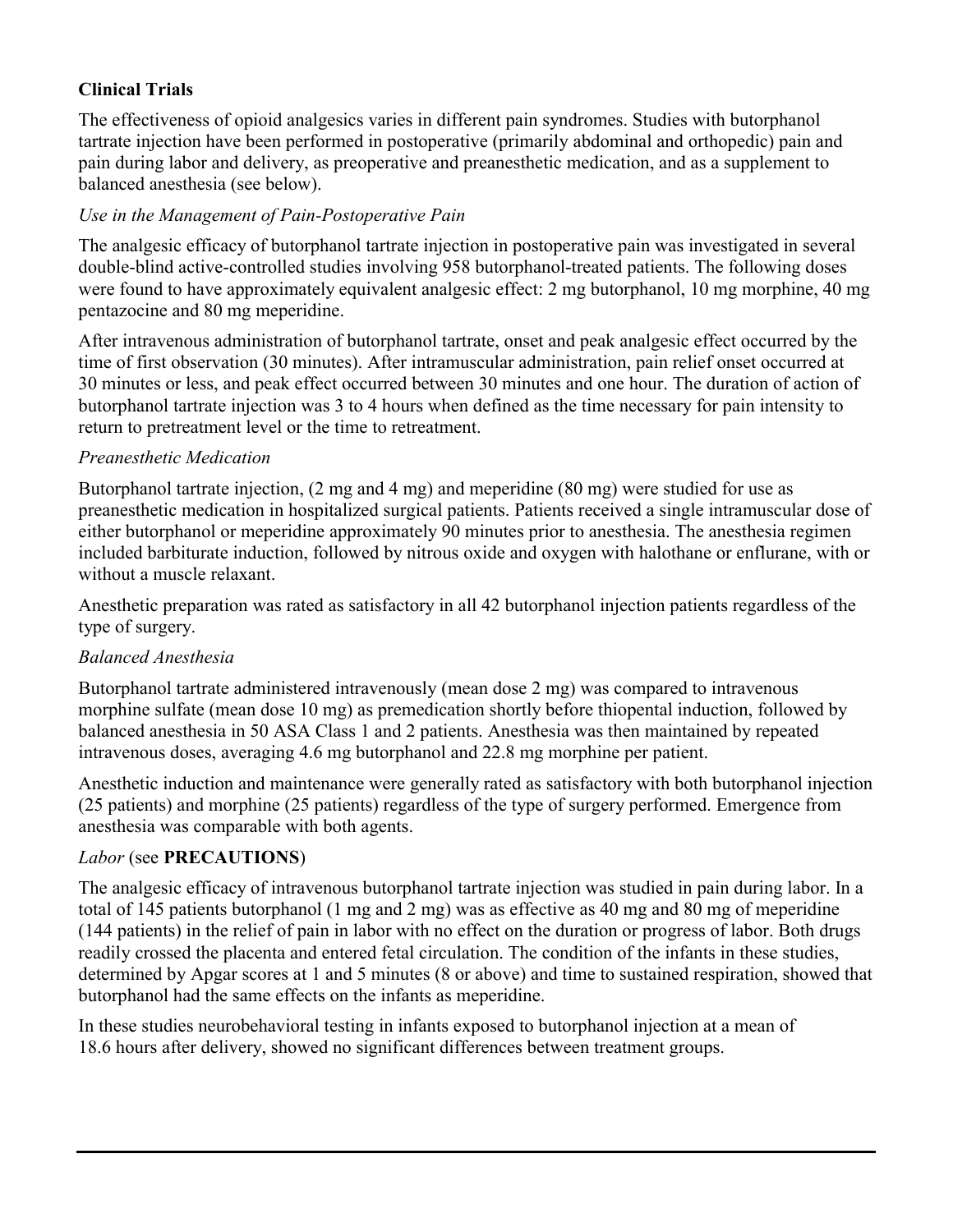**Clinical Trials**

The effectiveness of opioid analgesics varies in different pain syndromes. Studies with butorphanol tartrate injection have been performed in postoperative (primarily abdominal and orthopedic) pain and pain during labor and delivery, as preoperative and preanesthetic medication, and as a supplement to balanced anesthesia (see below).

*Use in the Management of Pain-Postoperative Pain*

The analgesic efficacy of butorphanol tartrate injection in postoperative pain was investigated in several double-blind active-controlled studies involving 958 butorphanol-treated patients. The following doses were found to have approximately equivalent analgesic effect: 2 mg butorphanol, 10 mg morphine, 40 mg pentazocine and 80 mg meperidine.

After intravenous administration of butorphanol tartrate, onset and peak analgesic effect occurred by the time of first observation (30 minutes). After intramuscular administration, pain relief onset occurred at 30 minutes or less, and peak effect occurred between 30 minutes and one hour. The duration of action of butorphanol tartrate injection was 3 to 4 hours when defined as the time necessary for pain intensity to return to pretreatment level or the time to retreatment.

*Preanesthetic Medication*

Butorphanol tartrate injection, (2 mg and 4 mg) and meperidine (80 mg) were studied for use as preanesthetic medication in hospitalized surgical patients. Patients received a single intramuscular dose of either butorphanol or meperidine approximately 90 minutes prior to anesthesia. The anesthesia regimen included barbiturate induction, followed by nitrous oxide and oxygen with halothane or enflurane, with or without a muscle relaxant.

Anesthetic preparation was rated as satisfactory in all 42 butorphanol injection patients regardless of the type of surgery.

*Balanced Anesthesia*

Butorphanol tartrate administered intravenously (mean dose 2 mg) was compared to intravenous morphine sulfate (mean dose 10 mg) as premedication shortly before thiopental induction, followed by balanced anesthesia in 50 ASA Class 1 and 2 patients. Anesthesia was then maintained by repeated intravenous doses, averaging 4.6 mg butorphanol and 22.8 mg morphine per patient.

Anesthetic induction and maintenance were generally rated as satisfactory with both butorphanol injection (25 patients) and morphine (25 patients) regardless of the type of surgery performed. Emergence from anesthesia was comparable with both agents.

*Labor* (see **PRECAUTIONS**)

The analgesic efficacy of intravenous butorphanol tartrate injection was studied in pain during labor. In a total of 145 patients butorphanol (1 mg and 2 mg) was as effective as 40 mg and 80 mg of meperidine (144 patients) in the relief of pain in labor with no effect on the duration or progress of labor. Both drugs readily crossed the placenta and entered fetal circulation. The condition of the infants in these studies, determined by Apgar scores at 1 and 5 minutes (8 or above) and time to sustained respiration, showed that butorphanol had the same effects on the infants as meperidine.

In these studies neurobehavioral testing in infants exposed to butorphanol injection at a mean of 18.6 hours after delivery, showed no significant differences between treatment groups.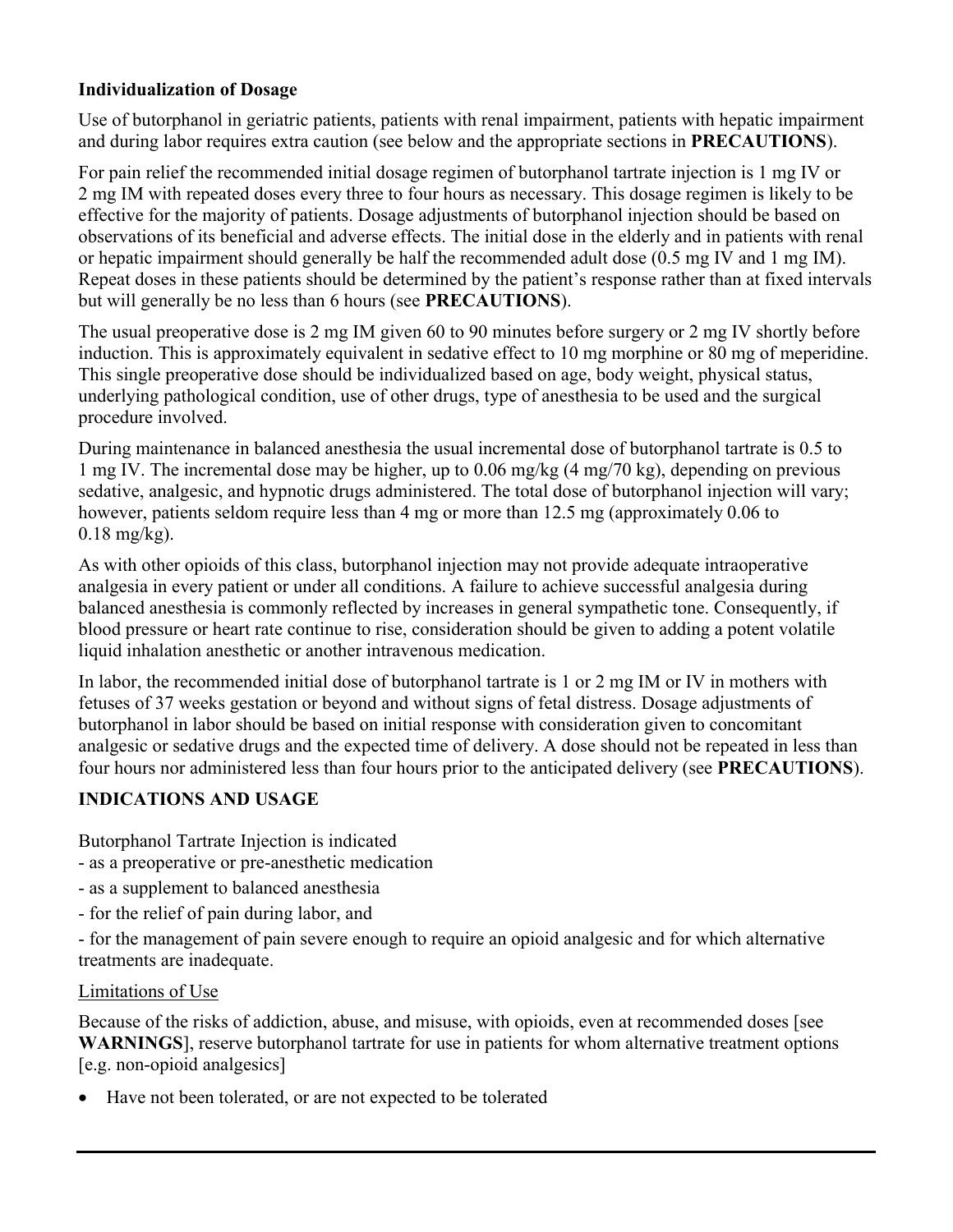**Individualization of Dosage**

Use of butorphanol in geriatric patients, patients with renal impairment, patients with hepatic impairment and during labor requires extra caution (see below and the appropriate sections in **PRECAUTIONS**).

For pain relief the recommended initial dosage regimen of butorphanol tartrate injection is 1 mg IV or 2 mg IM with repeated doses every three to four hours as necessary. This dosage regimen is likely to be effective for the majority of patients. Dosage adjustments of butorphanol injection should be based on observations of its beneficial and adverse effects. The initial dose in the elderly and in patients with renal or hepatic impairment should generally be half the recommended adult dose (0.5 mg IV and 1 mg IM). Repeat doses in these patients should be determined by the patient's response rather than at fixed intervals but will generally be no less than 6 hours (see **PRECAUTIONS**).

The usual preoperative dose is 2 mg IM given 60 to 90 minutes before surgery or 2 mg IV shortly before induction. This is approximately equivalent in sedative effect to 10 mg morphine or 80 mg of meperidine. This single preoperative dose should be individualized based on age, body weight, physical status, underlying pathological condition, use of other drugs, type of anesthesia to be used and the surgical procedure involved.

During maintenance in balanced anesthesia the usual incremental dose of butorphanol tartrate is 0.5 to 1 mg IV. The incremental dose may be higher, up to 0.06 mg/kg (4 mg/70 kg), depending on previous sedative, analgesic, and hypnotic drugs administered. The total dose of butorphanol injection will vary; however, patients seldom require less than 4 mg or more than 12.5 mg (approximately 0.06 to 0.18 mg/kg).

As with other opioids of this class, butorphanol injection may not provide adequate intraoperative analgesia in every patient or under all conditions. A failure to achieve successful analgesia during balanced anesthesia is commonly reflected by increases in general sympathetic tone. Consequently, if blood pressure or heart rate continue to rise, consideration should be given to adding a potent volatile liquid inhalation anesthetic or another intravenous medication.

In labor, the recommended initial dose of butorphanol tartrate is 1 or 2 mg IM or IV in mothers with fetuses of 37 weeks gestation or beyond and without signs of fetal distress. Dosage adjustments of butorphanol in labor should be based on initial response with consideration given to concomitant analgesic or sedative drugs and the expected time of delivery. A dose should not be repeated in less than four hours nor administered less than four hours prior to the anticipated delivery (see **PRECAUTIONS**).

## INDICATIONS AND USAGE

Butorphanol Tartrate Injection is indicated

- as a preoperative or pre-anesthetic medication
- as a supplement to balanced anesthesia
- for the relief of pain during labor, and
- for the management of pain severe enough to require an opioid analgesic and for which alternative treatments are inadequate.

<u>Limitations of Use</u>

Because of the risks of addiction, abuse, and misuse, with opioids, even at recommended doses [see **WARNINGS**], reserve butorphanol tartrate for use in patients for whom alternative treatment options [e.g. non-opioid analgesics]

- Have not been tolerated, or are not expected to be tolerated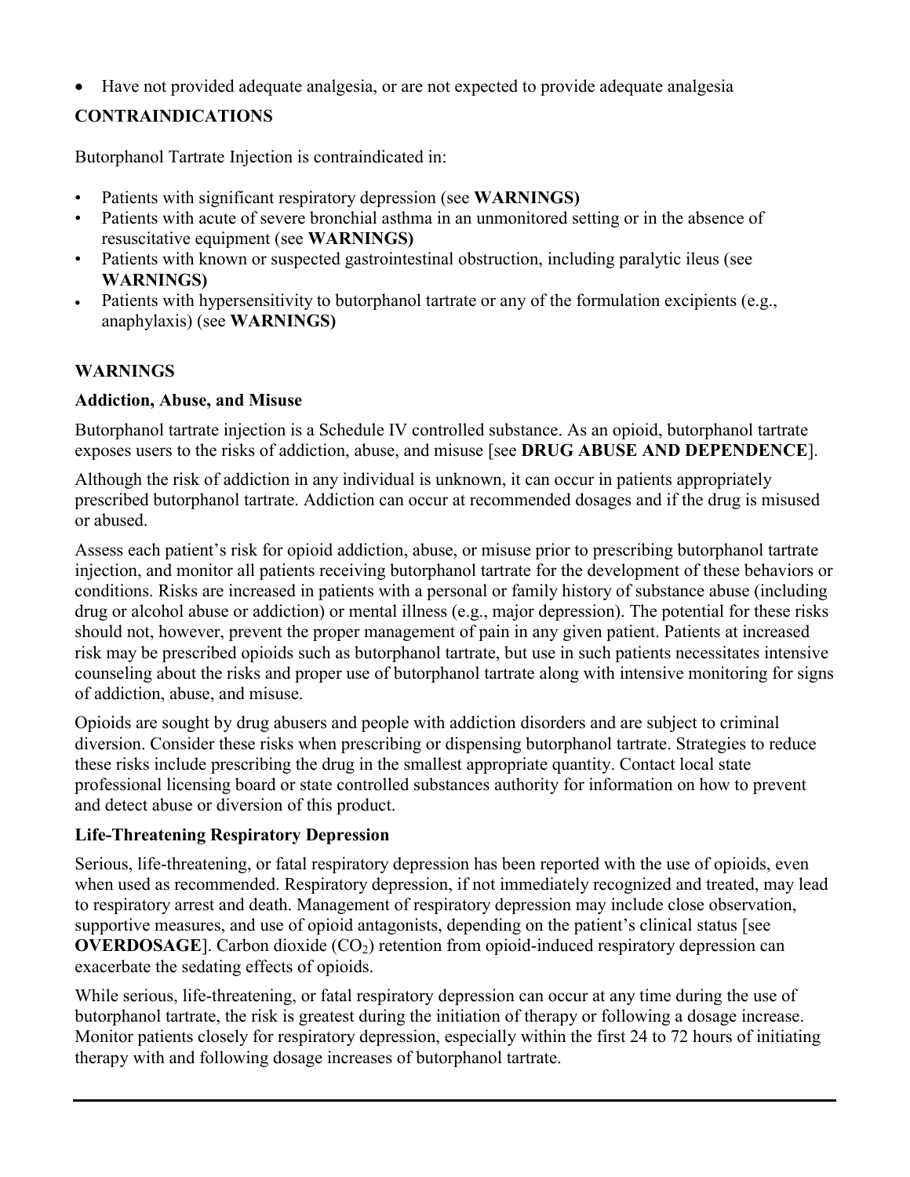- Have not provided adequate analgesia, or are not expected to provide adequate analgesia

## CONTRAINDICATIONS

Butorphanol Tartrate Injection is contraindicated in:

- Patients with significant respiratory depression (see **WARNINGS)**
- Patients with acute of severe bronchial asthma in an unmonitored setting or in the absence of resuscitative equipment (see **WARNINGS)**
- Patients with known or suspected gastrointestinal obstruction, including paralytic ileus (see **WARNINGS)**
- Patients with hypersensitivity to butorphanol tartrate or any of the formulation excipients (e.g., anaphylaxis) (see **WARNINGS)**

## WARNINGS

### Addiction, Abuse, and Misuse

Butorphanol tartrate injection is a Schedule IV controlled substance. As an opioid, butorphanol tartrate exposes users to the risks of addiction, abuse, and misuse [see **DRUG ABUSE AND DEPENDENCE**].

Although the risk of addiction in any individual is unknown, it can occur in patients appropriately prescribed butorphanol tartrate. Addiction can occur at recommended dosages and if the drug is misused or abused.

Assess each patient's risk for opioid addiction, abuse, or misuse prior to prescribing butorphanol tartrate injection, and monitor all patients receiving butorphanol tartrate for the development of these behaviors or conditions. Risks are increased in patients with a personal or family history of substance abuse (including drug or alcohol abuse or addiction) or mental illness (e.g., major depression). The potential for these risks should not, however, prevent the proper management of pain in any given patient. Patients at increased risk may be prescribed opioids such as butorphanol tartrate, but use in such patients necessitates intensive counseling about the risks and proper use of butorphanol tartrate along with intensive monitoring for signs of addiction, abuse, and misuse.

Opioids are sought by drug abusers and people with addiction disorders and are subject to criminal diversion. Consider these risks when prescribing or dispensing butorphanol tartrate. Strategies to reduce these risks include prescribing the drug in the smallest appropriate quantity. Contact local state professional licensing board or state controlled substances authority for information on how to prevent and detect abuse or diversion of this product.

### Life-Threatening Respiratory Depression

Serious, life-threatening, or fatal respiratory depression has been reported with the use of opioids, even when used as recommended. Respiratory depression, if not immediately recognized and treated, may lead to respiratory arrest and death. Management of respiratory depression may include close observation, supportive measures, and use of opioid antagonists, depending on the patient's clinical status [see **OVERDOSAGE**]. Carbon dioxide ($CO_2$) retention from opioid-induced respiratory depression can exacerbate the sedating effects of opioids.

While serious, life-threatening, or fatal respiratory depression can occur at any time during the use of butorphanol tartrate, the risk is greatest during the initiation of therapy or following a dosage increase. Monitor patients closely for respiratory depression, especially within the first 24 to 72 hours of initiating therapy with and following dosage increases of butorphanol tartrate.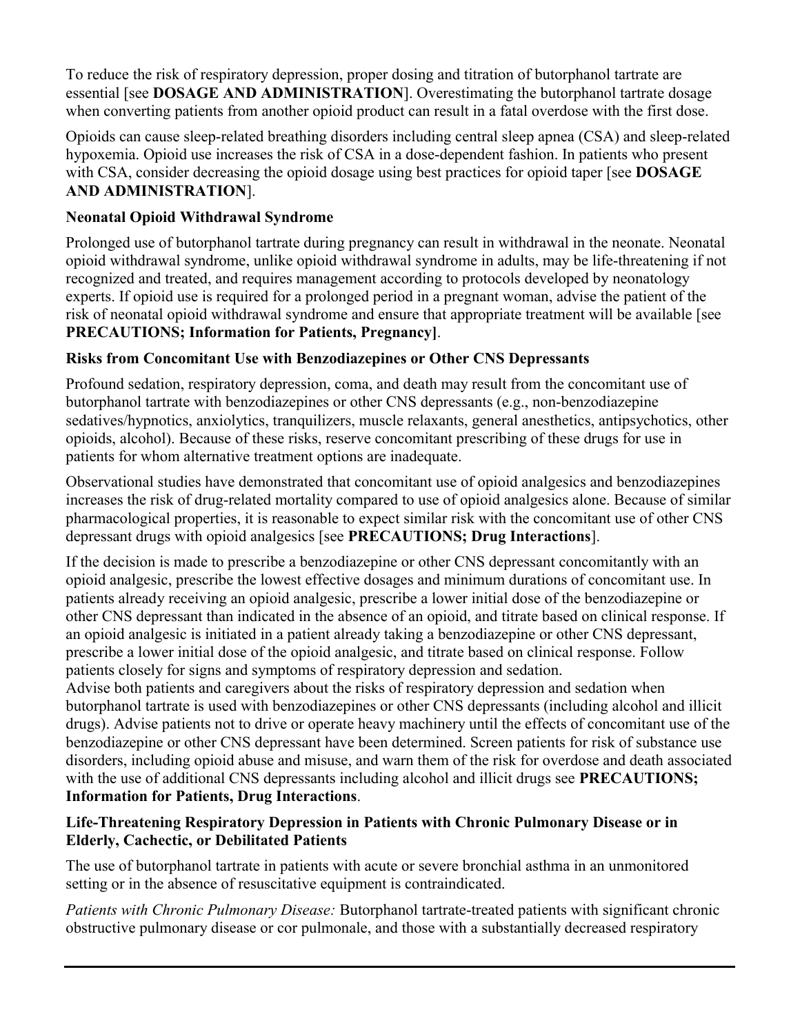To reduce the risk of respiratory depression, proper dosing and titration of butorphanol tartrate are essential [see **DOSAGE AND ADMINISTRATION**]. Overestimating the butorphanol tartrate dosage when converting patients from another opioid product can result in a fatal overdose with the first dose.

Opioids can cause sleep-related breathing disorders including central sleep apnea (CSA) and sleep-related hypoxemia. Opioid use increases the risk of CSA in a dose-dependent fashion. In patients who present with CSA, consider decreasing the opioid dosage using best practices for opioid taper [see **DOSAGE AND ADMINISTRATION**].

**Neonatal Opioid Withdrawal Syndrome**

Prolonged use of butorphanol tartrate during pregnancy can result in withdrawal in the neonate. Neonatal opioid withdrawal syndrome, unlike opioid withdrawal syndrome in adults, may be life-threatening if not recognized and treated, and requires management according to protocols developed by neonatology experts. If opioid use is required for a prolonged period in a pregnant woman, advise the patient of the risk of neonatal opioid withdrawal syndrome and ensure that appropriate treatment will be available [see **PRECAUTIONS; Information for Patients, Pregnancy]**.

**Risks from Concomitant Use with Benzodiazepines or Other CNS Depressants**

Profound sedation, respiratory depression, coma, and death may result from the concomitant use of butorphanol tartrate with benzodiazepines or other CNS depressants (e.g., non-benzodiazepine sedatives/hypnotics, anxiolytics, tranquilizers, muscle relaxants, general anesthetics, antipsychotics, other opioids, alcohol). Because of these risks, reserve concomitant prescribing of these drugs for use in patients for whom alternative treatment options are inadequate.

Observational studies have demonstrated that concomitant use of opioid analgesics and benzodiazepines increases the risk of drug-related mortality compared to use of opioid analgesics alone. Because of similar pharmacological properties, it is reasonable to expect similar risk with the concomitant use of other CNS depressant drugs with opioid analgesics [see **PRECAUTIONS; Drug Interactions**].

If the decision is made to prescribe a benzodiazepine or other CNS depressant concomitantly with an opioid analgesic, prescribe the lowest effective dosages and minimum durations of concomitant use. In patients already receiving an opioid analgesic, prescribe a lower initial dose of the benzodiazepine or other CNS depressant than indicated in the absence of an opioid, and titrate based on clinical response. If an opioid analgesic is initiated in a patient already taking a benzodiazepine or other CNS depressant, prescribe a lower initial dose of the opioid analgesic, and titrate based on clinical response. Follow patients closely for signs and symptoms of respiratory depression and sedation.

Advise both patients and caregivers about the risks of respiratory depression and sedation when butorphanol tartrate is used with benzodiazepines or other CNS depressants (including alcohol and illicit drugs). Advise patients not to drive or operate heavy machinery until the effects of concomitant use of the benzodiazepine or other CNS depressant have been determined. Screen patients for risk of substance use disorders, including opioid abuse and misuse, and warn them of the risk for overdose and death associated with the use of additional CNS depressants including alcohol and illicit drugs see **PRECAUTIONS; Information for Patients, Drug Interactions**.

**Life-Threatening Respiratory Depression in Patients with Chronic Pulmonary Disease or in Elderly, Cachectic, or Debilitated Patients**

The use of butorphanol tartrate in patients with acute or severe bronchial asthma in an unmonitored setting or in the absence of resuscitative equipment is contraindicated.

*Patients with Chronic Pulmonary Disease:* Butorphanol tartrate-treated patients with significant chronic obstructive pulmonary disease or cor pulmonale, and those with a substantially decreased respiratory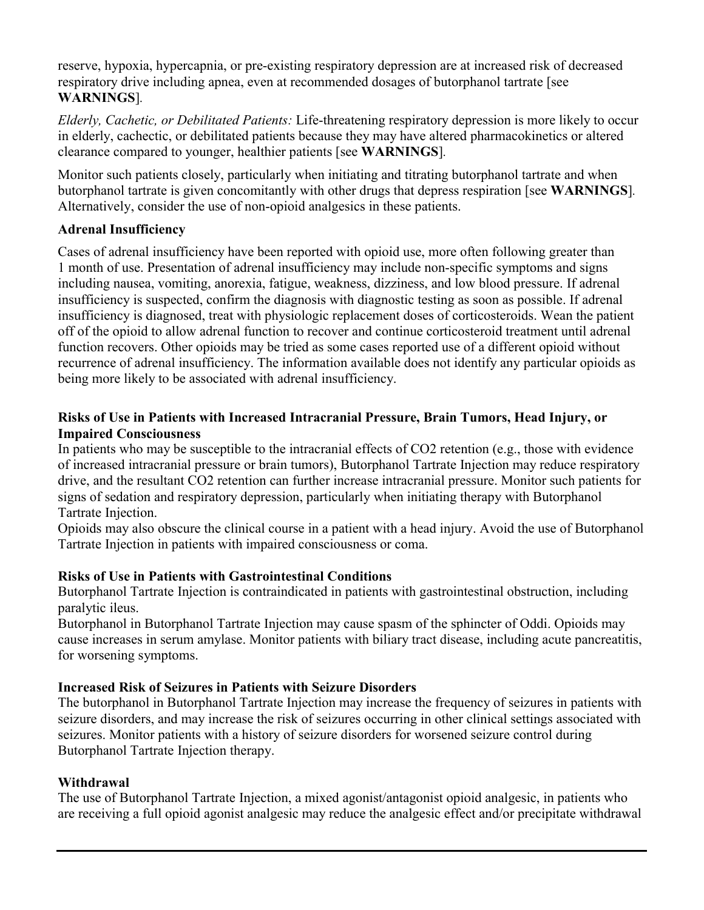reserve, hypoxia, hypercapnia, or pre-existing respiratory depression are at increased risk of decreased respiratory drive including apnea, even at recommended dosages of butorphanol tartrate [see **WARNINGS**].

*Elderly, Cachetic, or Debilitated Patients:* Life-threatening respiratory depression is more likely to occur in elderly, cachectic, or debilitated patients because they may have altered pharmacokinetics or altered clearance compared to younger, healthier patients [see **WARNINGS**].

Monitor such patients closely, particularly when initiating and titrating butorphanol tartrate and when butorphanol tartrate is given concomitantly with other drugs that depress respiration [see **WARNINGS**]. Alternatively, consider the use of non-opioid analgesics in these patients.

**Adrenal Insufficiency**

Cases of adrenal insufficiency have been reported with opioid use, more often following greater than 1 month of use. Presentation of adrenal insufficiency may include non-specific symptoms and signs including nausea, vomiting, anorexia, fatigue, weakness, dizziness, and low blood pressure. If adrenal insufficiency is suspected, confirm the diagnosis with diagnostic testing as soon as possible. If adrenal insufficiency is diagnosed, treat with physiologic replacement doses of corticosteroids. Wean the patient off of the opioid to allow adrenal function to recover and continue corticosteroid treatment until adrenal function recovers. Other opioids may be tried as some cases reported use of a different opioid without recurrence of adrenal insufficiency. The information available does not identify any particular opioids as being more likely to be associated with adrenal insufficiency.

**Risks of Use in Patients with Increased Intracranial Pressure, Brain Tumors, Head Injury, or Impaired Consciousness**

In patients who may be susceptible to the intracranial effects of $CO_2$ retention (e.g., those with evidence of increased intracranial pressure or brain tumors), Butorphanol Tartrate Injection may reduce respiratory drive, and the resultant $CO_2$ retention can further increase intracranial pressure. Monitor such patients for signs of sedation and respiratory depression, particularly when initiating therapy with Butorphanol Tartrate Injection.

Opioids may also obscure the clinical course in a patient with a head injury. Avoid the use of Butorphanol Tartrate Injection in patients with impaired consciousness or coma.

**Risks of Use in Patients with Gastrointestinal Conditions**

Butorphanol Tartrate Injection is contraindicated in patients with gastrointestinal obstruction, including paralytic ileus.

Butorphanol in Butorphanol Tartrate Injection may cause spasm of the sphincter of Oddi. Opioids may cause increases in serum amylase. Monitor patients with biliary tract disease, including acute pancreatitis, for worsening symptoms.

**Increased Risk of Seizures in Patients with Seizure Disorders**

The butorphanol in Butorphanol Tartrate Injection may increase the frequency of seizures in patients with seizure disorders, and may increase the risk of seizures occurring in other clinical settings associated with seizures. Monitor patients with a history of seizure disorders for worsened seizure control during Butorphanol Tartrate Injection therapy.

**Withdrawal**

The use of Butorphanol Tartrate Injection, a mixed agonist/antagonist opioid analgesic, in patients who are receiving a full opioid agonist analgesic may reduce the analgesic effect and/or precipitate withdrawal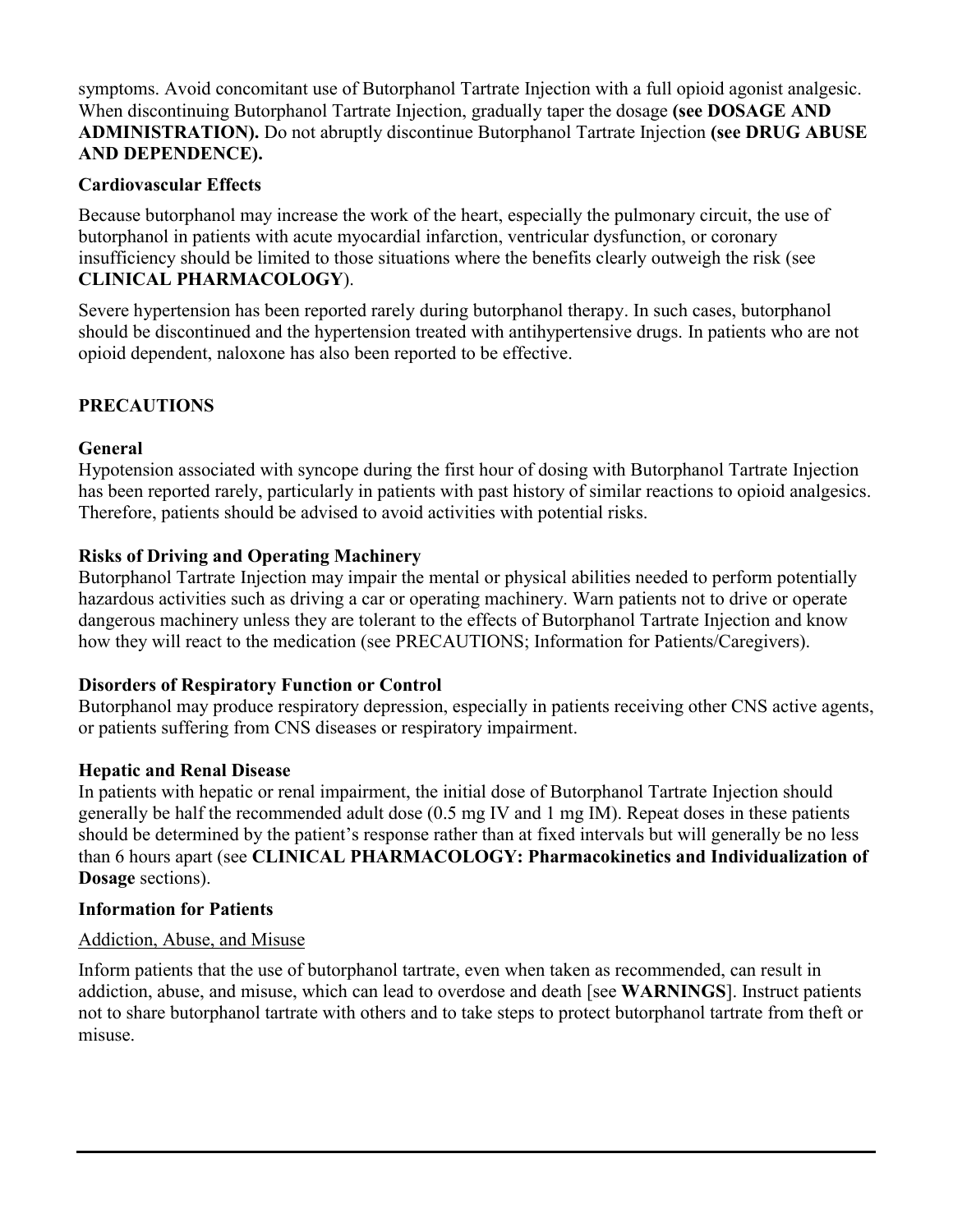symptoms. Avoid concomitant use of Butorphanol Tartrate Injection with a full opioid agonist analgesic. When discontinuing Butorphanol Tartrate Injection, gradually taper the dosage **(see DOSAGE AND ADMINISTRATION).** Do not abruptly discontinue Butorphanol Tartrate Injection **(see DRUG ABUSE AND DEPENDENCE).**

### Cardiovascular Effects

Because butorphanol may increase the work of the heart, especially the pulmonary circuit, the use of butorphanol in patients with acute myocardial infarction, ventricular dysfunction, or coronary insufficiency should be limited to those situations where the benefits clearly outweigh the risk (see **CLINICAL PHARMACOLOGY**).

Severe hypertension has been reported rarely during butorphanol therapy. In such cases, butorphanol should be discontinued and the hypertension treated with antihypertensive drugs. In patients who are not opioid dependent, naloxone has also been reported to be effective.

## PRECAUTIONS

### General

Hypotension associated with syncope during the first hour of dosing with Butorphanol Tartrate Injection has been reported rarely, particularly in patients with past history of similar reactions to opioid analgesics. Therefore, patients should be advised to avoid activities with potential risks.

### Risks of Driving and Operating Machinery

Butorphanol Tartrate Injection may impair the mental or physical abilities needed to perform potentially hazardous activities such as driving a car or operating machinery. Warn patients not to drive or operate dangerous machinery unless they are tolerant to the effects of Butorphanol Tartrate Injection and know how they will react to the medication (see PRECAUTIONS; Information for Patients/Caregivers).

### Disorders of Respiratory Function or Control

Butorphanol may produce respiratory depression, especially in patients receiving other CNS active agents, or patients suffering from CNS diseases or respiratory impairment.

### Hepatic and Renal Disease

In patients with hepatic or renal impairment, the initial dose of Butorphanol Tartrate Injection should generally be half the recommended adult dose (0.5 mg IV and 1 mg IM). Repeat doses in these patients should be determined by the patient's response rather than at fixed intervals but will generally be no less than 6 hours apart (see **CLINICAL PHARMACOLOGY: Pharmacokinetics and Individualization of Dosage** sections).

### Information for Patients

<u>Addiction, Abuse, and Misuse</u>

Inform patients that the use of butorphanol tartrate, even when taken as recommended, can result in addiction, abuse, and misuse, which can lead to overdose and death [see **WARNINGS**]. Instruct patients not to share butorphanol tartrate with others and to take steps to protect butorphanol tartrate from theft or misuse.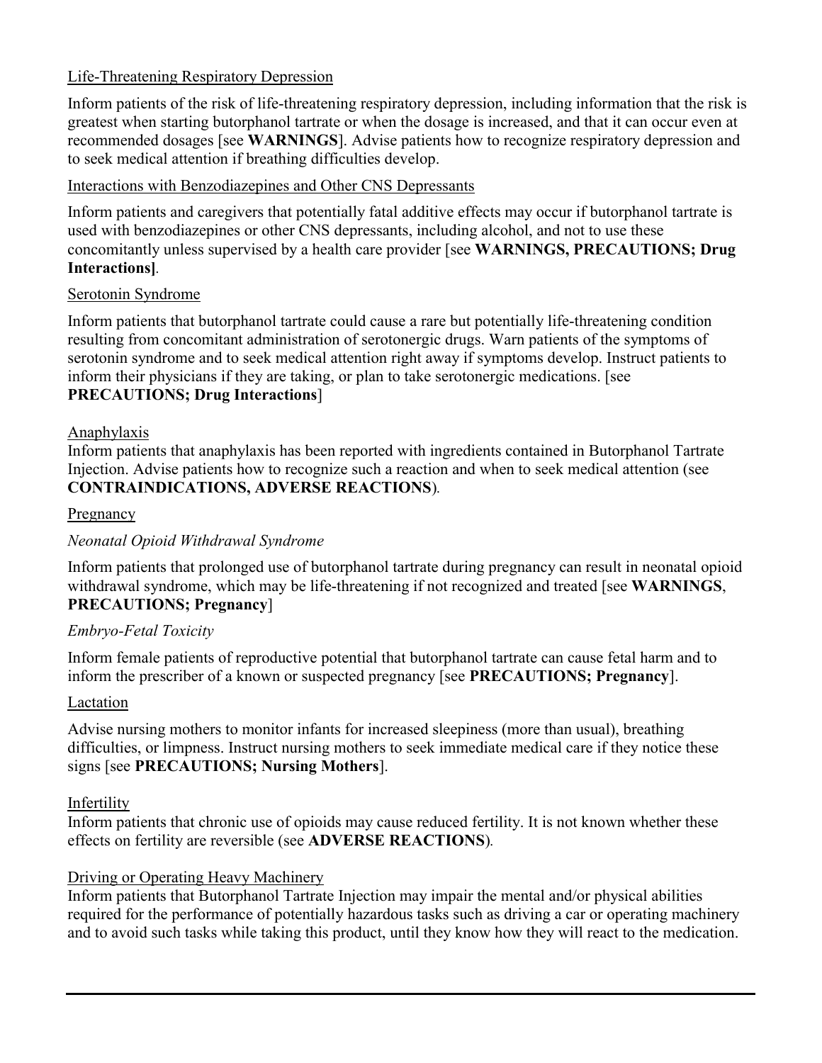Life-Threatening Respiratory Depression

Inform patients of the risk of life-threatening respiratory depression, including information that the risk is greatest when starting butorphanol tartrate or when the dosage is increased, and that it can occur even at recommended dosages [see **WARNINGS**]. Advise patients how to recognize respiratory depression and to seek medical attention if breathing difficulties develop.

Interactions with Benzodiazepines and Other CNS Depressants

Inform patients and caregivers that potentially fatal additive effects may occur if butorphanol tartrate is used with benzodiazepines or other CNS depressants, including alcohol, and not to use these concomitantly unless supervised by a health care provider [see **WARNINGS, PRECAUTIONS; Drug Interactions]**.

Serotonin Syndrome

Inform patients that butorphanol tartrate could cause a rare but potentially life-threatening condition resulting from concomitant administration of serotonergic drugs. Warn patients of the symptoms of serotonin syndrome and to seek medical attention right away if symptoms develop. Instruct patients to inform their physicians if they are taking, or plan to take serotonergic medications. [see **PRECAUTIONS; Drug Interactions**]

Anaphylaxis

Inform patients that anaphylaxis has been reported with ingredients contained in Butorphanol Tartrate Injection. Advise patients how to recognize such a reaction and when to seek medical attention (see **CONTRAINDICATIONS, ADVERSE REACTIONS**).

Pregnancy

*Neonatal Opioid Withdrawal Syndrome*

Inform patients that prolonged use of butorphanol tartrate during pregnancy can result in neonatal opioid withdrawal syndrome, which may be life-threatening if not recognized and treated [see **WARNINGS**, **PRECAUTIONS; Pregnancy**]

*Embryo-Fetal Toxicity*

Inform female patients of reproductive potential that butorphanol tartrate can cause fetal harm and to inform the prescriber of a known or suspected pregnancy [see **PRECAUTIONS; Pregnancy**].

Lactation

Advise nursing mothers to monitor infants for increased sleepiness (more than usual), breathing difficulties, or limpness. Instruct nursing mothers to seek immediate medical care if they notice these signs [see **PRECAUTIONS; Nursing Mothers**].

Infertility

Inform patients that chronic use of opioids may cause reduced fertility. It is not known whether these effects on fertility are reversible (see **ADVERSE REACTIONS**).

Driving or Operating Heavy Machinery

Inform patients that Butorphanol Tartrate Injection may impair the mental and/or physical abilities required for the performance of potentially hazardous tasks such as driving a car or operating machinery and to avoid such tasks while taking this product, until they know how they will react to the medication.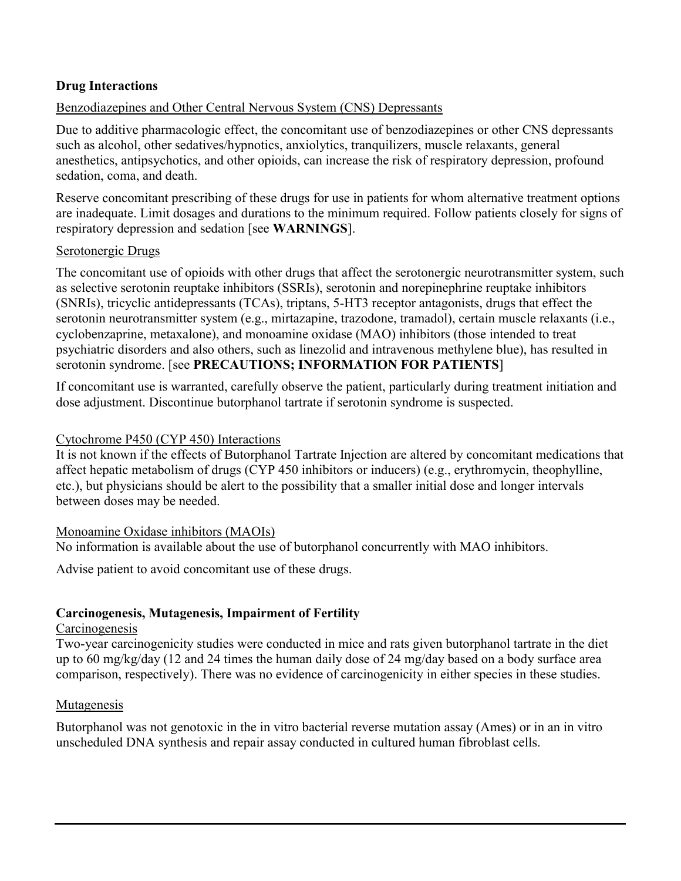**Drug Interactions**

Benzodiazepines and Other Central Nervous System (CNS) Depressants

Due to additive pharmacologic effect, the concomitant use of benzodiazepines or other CNS depressants such as alcohol, other sedatives/hypnotics, anxiolytics, tranquilizers, muscle relaxants, general anesthetics, antipsychotics, and other opioids, can increase the risk of respiratory depression, profound sedation, coma, and death.

Reserve concomitant prescribing of these drugs for use in patients for whom alternative treatment options are inadequate. Limit dosages and durations to the minimum required. Follow patients closely for signs of respiratory depression and sedation [see **WARNINGS**].

Serotonergic Drugs

The concomitant use of opioids with other drugs that affect the serotonergic neurotransmitter system, such as selective serotonin reuptake inhibitors (SSRIs), serotonin and norepinephrine reuptake inhibitors (SNRIs), tricyclic antidepressants (TCAs), triptans, 5-HT3 receptor antagonists, drugs that effect the serotonin neurotransmitter system (e.g., mirtazapine, trazodone, tramadol), certain muscle relaxants (i.e., cyclobenzaprine, metaxalone), and monoamine oxidase (MAO) inhibitors (those intended to treat psychiatric disorders and also others, such as linezolid and intravenous methylene blue), has resulted in serotonin syndrome. [see **PRECAUTIONS; INFORMATION FOR PATIENTS**]

If concomitant use is warranted, carefully observe the patient, particularly during treatment initiation and dose adjustment. Discontinue butorphanol tartrate if serotonin syndrome is suspected.

Cytochrome P450 (CYP 450) Interactions

It is not known if the effects of Butorphanol Tartrate Injection are altered by concomitant medications that affect hepatic metabolism of drugs (CYP 450 inhibitors or inducers) (e.g., erythromycin, theophylline, etc.), but physicians should be alert to the possibility that a smaller initial dose and longer intervals between doses may be needed.

Monoamine Oxidase inhibitors (MAOIs)

No information is available about the use of butorphanol concurrently with MAO inhibitors.

Advise patient to avoid concomitant use of these drugs.

**Carcinogenesis, Mutagenesis, Impairment of Fertility**

Carcinogenesis

Two-year carcinogenicity studies were conducted in mice and rats given butorphanol tartrate in the diet up to 60 mg/kg/day (12 and 24 times the human daily dose of 24 mg/day based on a body surface area comparison, respectively). There was no evidence of carcinogenicity in either species in these studies.

Mutagenesis

Butorphanol was not genotoxic in the in vitro bacterial reverse mutation assay (Ames) or in an in vitro unscheduled DNA synthesis and repair assay conducted in cultured human fibroblast cells.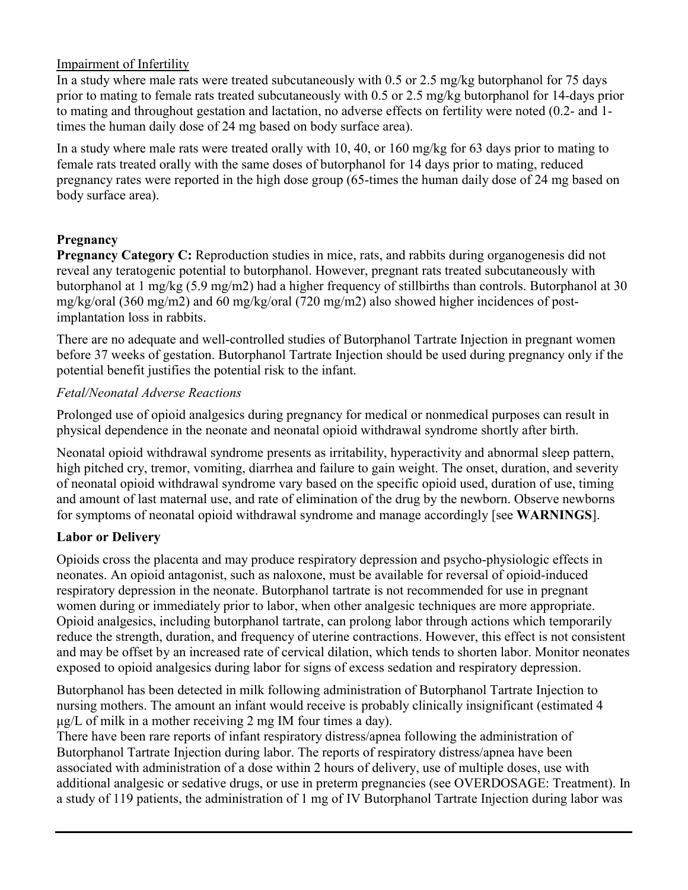Impairment of Infertility

In a study where male rats were treated subcutaneously with 0.5 or 2.5 mg/kg butorphanol for 75 days prior to mating to female rats treated subcutaneously with 0.5 or 2.5 mg/kg butorphanol for 14-days prior to mating and throughout gestation and lactation, no adverse effects on fertility were noted (0.2- and 1-times the human daily dose of 24 mg based on body surface area).

In a study where male rats were treated orally with 10, 40, or 160 mg/kg for 63 days prior to mating to female rats treated orally with the same doses of butorphanol for 14 days prior to mating, reduced pregnancy rates were reported in the high dose group (65-times the human daily dose of 24 mg based on body surface area).

**Pregnancy**

**Pregnancy Category C:** Reproduction studies in mice, rats, and rabbits during organogenesis did not reveal any teratogenic potential to butorphanol. However, pregnant rats treated subcutaneously with butorphanol at 1 mg/kg (5.9 mg/m2) had a higher frequency of stillbirths than controls. Butorphanol at 30 mg/kg/oral (360 mg/m2) and 60 mg/kg/oral (720 mg/m2) also showed higher incidences of post-implantation loss in rabbits.

There are no adequate and well-controlled studies of Butorphanol Tartrate Injection in pregnant women before 37 weeks of gestation. Butorphanol Tartrate Injection should be used during pregnancy only if the potential benefit justifies the potential risk to the infant.

*Fetal/Neonatal Adverse Reactions*

Prolonged use of opioid analgesics during pregnancy for medical or nonmedical purposes can result in physical dependence in the neonate and neonatal opioid withdrawal syndrome shortly after birth.

Neonatal opioid withdrawal syndrome presents as irritability, hyperactivity and abnormal sleep pattern, high pitched cry, tremor, vomiting, diarrhea and failure to gain weight. The onset, duration, and severity of neonatal opioid withdrawal syndrome vary based on the specific opioid used, duration of use, timing and amount of last maternal use, and rate of elimination of the drug by the newborn. Observe newborns for symptoms of neonatal opioid withdrawal syndrome and manage accordingly [see **WARNINGS**].

**Labor or Delivery**

Opioids cross the placenta and may produce respiratory depression and psycho-physiologic effects in neonates. An opioid antagonist, such as naloxone, must be available for reversal of opioid-induced respiratory depression in the neonate. Butorphanol tartrate is not recommended for use in pregnant women during or immediately prior to labor, when other analgesic techniques are more appropriate. Opioid analgesics, including butorphanol tartrate, can prolong labor through actions which temporarily reduce the strength, duration, and frequency of uterine contractions. However, this effect is not consistent and may be offset by an increased rate of cervical dilation, which tends to shorten labor. Monitor neonates exposed to opioid analgesics during labor for signs of excess sedation and respiratory depression.

Butorphanol has been detected in milk following administration of Butorphanol Tartrate Injection to nursing mothers. The amount an infant would receive is probably clinically insignificant (estimated 4 μg/L of milk in a mother receiving 2 mg IM four times a day).

There have been rare reports of infant respiratory distress/apnea following the administration of Butorphanol Tartrate Injection during labor. The reports of respiratory distress/apnea have been associated with administration of a dose within 2 hours of delivery, use of multiple doses, use with additional analgesic or sedative drugs, or use in preterm pregnancies (see OVERDOSAGE: Treatment). In a study of 119 patients, the administration of 1 mg of IV Butorphanol Tartrate Injection during labor was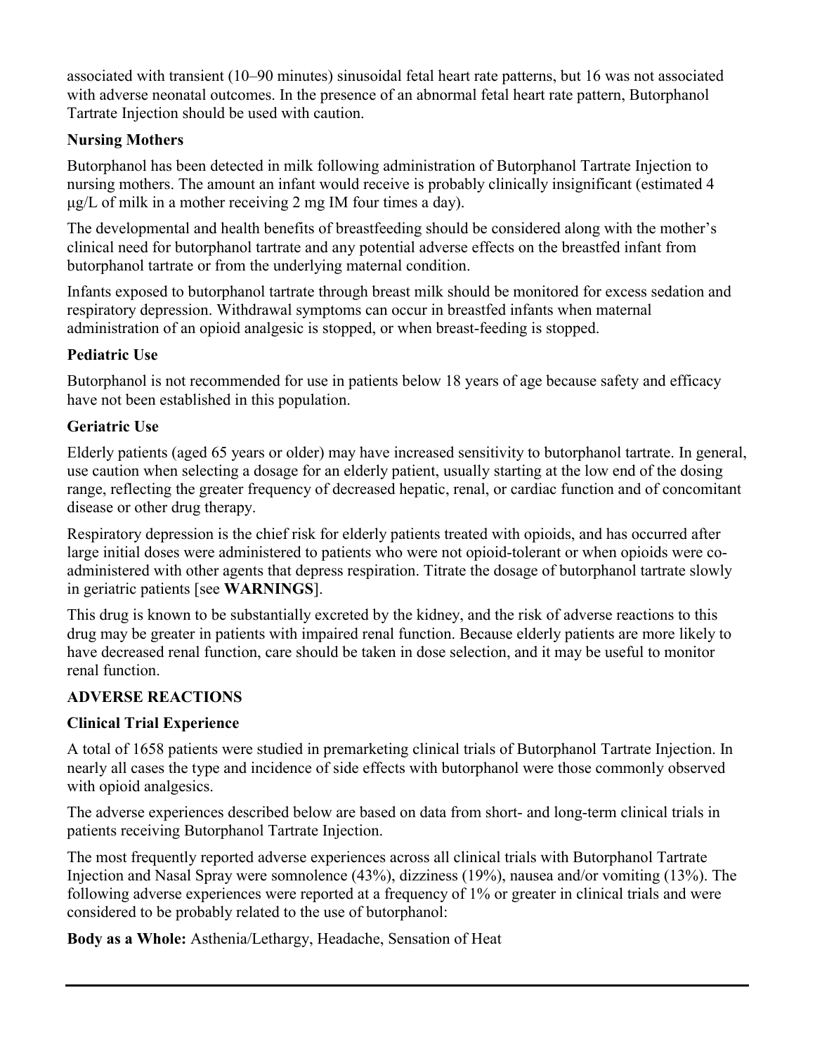associated with transient (10–90 minutes) sinusoidal fetal heart rate patterns, but 16 was not associated with adverse neonatal outcomes. In the presence of an abnormal fetal heart rate pattern, Butorphanol Tartrate Injection should be used with caution.

### Nursing Mothers

Butorphanol has been detected in milk following administration of Butorphanol Tartrate Injection to nursing mothers. The amount an infant would receive is probably clinically insignificant (estimated 4 μg/L of milk in a mother receiving 2 mg IM four times a day).

The developmental and health benefits of breastfeeding should be considered along with the mother's clinical need for butorphanol tartrate and any potential adverse effects on the breastfed infant from butorphanol tartrate or from the underlying maternal condition.

Infants exposed to butorphanol tartrate through breast milk should be monitored for excess sedation and respiratory depression. Withdrawal symptoms can occur in breastfed infants when maternal administration of an opioid analgesic is stopped, or when breast-feeding is stopped.

### Pediatric Use

Butorphanol is not recommended for use in patients below 18 years of age because safety and efficacy have not been established in this population.

### Geriatric Use

Elderly patients (aged 65 years or older) may have increased sensitivity to butorphanol tartrate. In general, use caution when selecting a dosage for an elderly patient, usually starting at the low end of the dosing range, reflecting the greater frequency of decreased hepatic, renal, or cardiac function and of concomitant disease or other drug therapy.

Respiratory depression is the chief risk for elderly patients treated with opioids, and has occurred after large initial doses were administered to patients who were not opioid-tolerant or when opioids were co-administered with other agents that depress respiration. Titrate the dosage of butorphanol tartrate slowly in geriatric patients [see **WARNINGS**].

This drug is known to be substantially excreted by the kidney, and the risk of adverse reactions to this drug may be greater in patients with impaired renal function. Because elderly patients are more likely to have decreased renal function, care should be taken in dose selection, and it may be useful to monitor renal function.

## ADVERSE REACTIONS

### Clinical Trial Experience

A total of 1658 patients were studied in premarketing clinical trials of Butorphanol Tartrate Injection. In nearly all cases the type and incidence of side effects with butorphanol were those commonly observed with opioid analgesics.

The adverse experiences described below are based on data from short- and long-term clinical trials in patients receiving Butorphanol Tartrate Injection.

The most frequently reported adverse experiences across all clinical trials with Butorphanol Tartrate Injection and Nasal Spray were somnolence (43%), dizziness (19%), nausea and/or vomiting (13%). The following adverse experiences were reported at a frequency of 1% or greater in clinical trials and were considered to be probably related to the use of butorphanol:

**Body as a Whole:** Asthenia/Lethargy, Headache, Sensation of Heat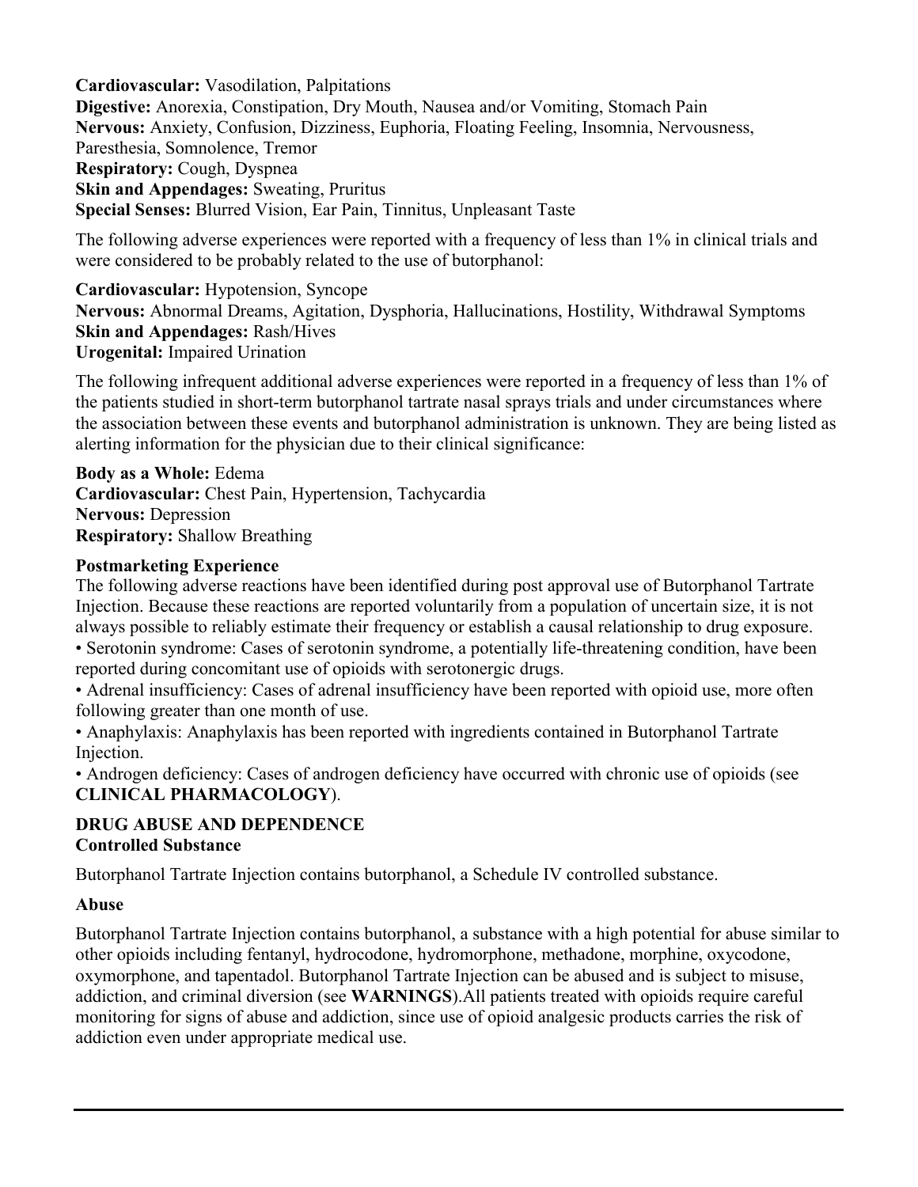**Cardiovascular:** Vasodilation, Palpitations
**Digestive:** Anorexia, Constipation, Dry Mouth, Nausea and/or Vomiting, Stomach Pain
**Nervous:** Anxiety, Confusion, Dizziness, Euphoria, Floating Feeling, Insomnia, Nervousness, Paresthesia, Somnolence, Tremor
**Respiratory:** Cough, Dyspnea
**Skin and Appendages:** Sweating, Pruritus
**Special Senses:** Blurred Vision, Ear Pain, Tinnitus, Unpleasant Taste

The following adverse experiences were reported with a frequency of less than 1% in clinical trials and were considered to be probably related to the use of butorphanol:

**Cardiovascular:** Hypotension, Syncope
**Nervous:** Abnormal Dreams, Agitation, Dysphoria, Hallucinations, Hostility, Withdrawal Symptoms
**Skin and Appendages:** Rash/Hives
**Urogenital:** Impaired Urination

The following infrequent additional adverse experiences were reported in a frequency of less than 1% of the patients studied in short-term butorphanol tartrate nasal sprays trials and under circumstances where the association between these events and butorphanol administration is unknown. They are being listed as alerting information for the physician due to their clinical significance:

**Body as a Whole:** Edema
**Cardiovascular:** Chest Pain, Hypertension, Tachycardia
**Nervous:** Depression
**Respiratory:** Shallow Breathing

**Postmarketing Experience**

The following adverse reactions have been identified during post approval use of Butorphanol Tartrate Injection. Because these reactions are reported voluntarily from a population of uncertain size, it is not always possible to reliably estimate their frequency or establish a causal relationship to drug exposure.

- Serotonin syndrome: Cases of serotonin syndrome, a potentially life-threatening condition, have been reported during concomitant use of opioids with serotonergic drugs.
- Adrenal insufficiency: Cases of adrenal insufficiency have been reported with opioid use, more often following greater than one month of use.
- Anaphylaxis: Anaphylaxis has been reported with ingredients contained in Butorphanol Tartrate Injection.
- Androgen deficiency: Cases of androgen deficiency have occurred with chronic use of opioids (see **CLINICAL PHARMACOLOGY**).

## DRUG ABUSE AND DEPENDENCE

### Controlled Substance

Butorphanol Tartrate Injection contains butorphanol, a Schedule IV controlled substance.

### Abuse

Butorphanol Tartrate Injection contains butorphanol, a substance with a high potential for abuse similar to other opioids including fentanyl, hydrocodone, hydromorphone, methadone, morphine, oxycodone, oxymorphone, and tapentadol. Butorphanol Tartrate Injection can be abused and is subject to misuse, addiction, and criminal diversion (see **WARNINGS**).All patients treated with opioids require careful monitoring for signs of abuse and addiction, since use of opioid analgesic products carries the risk of addiction even under appropriate medical use.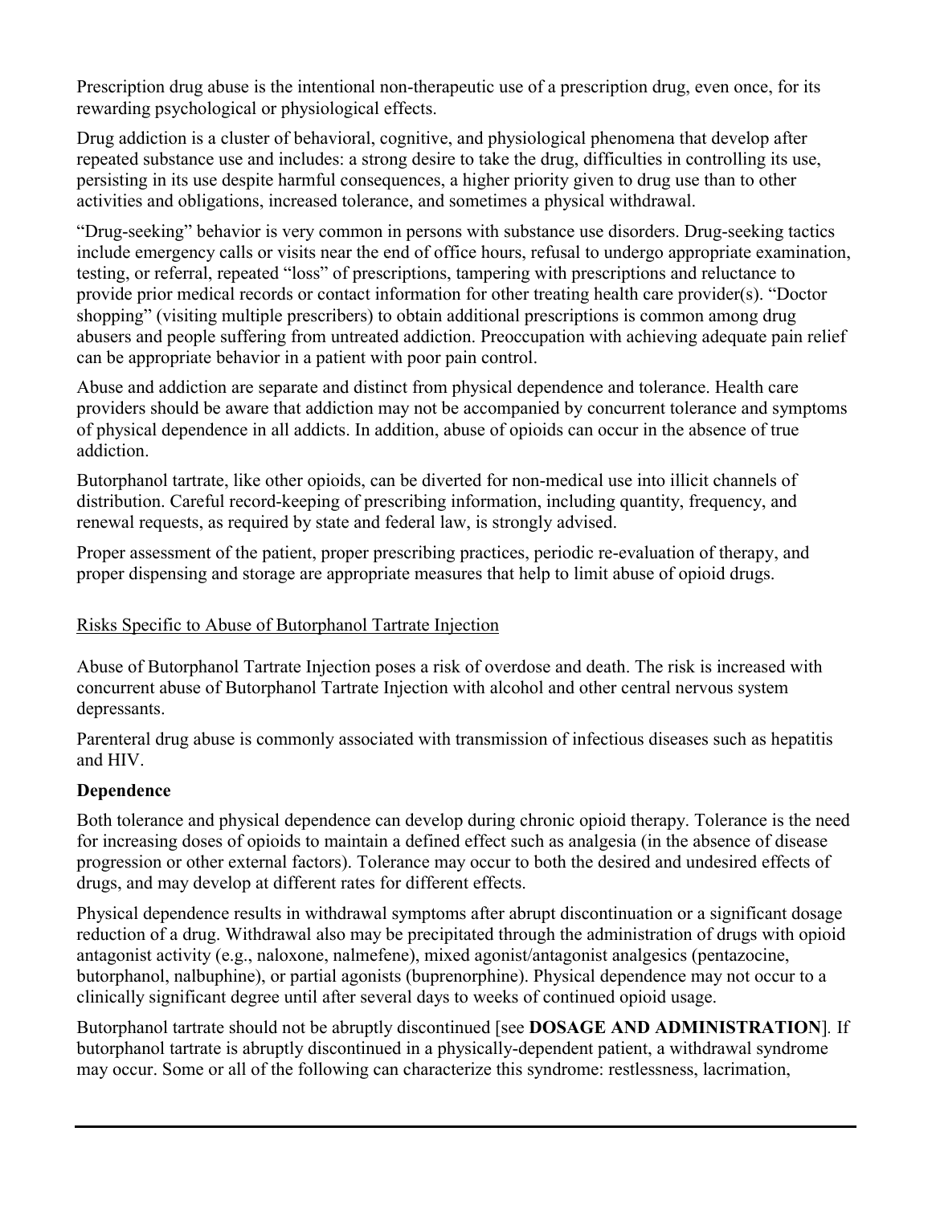Prescription drug abuse is the intentional non-therapeutic use of a prescription drug, even once, for its rewarding psychological or physiological effects.

Drug addiction is a cluster of behavioral, cognitive, and physiological phenomena that develop after repeated substance use and includes: a strong desire to take the drug, difficulties in controlling its use, persisting in its use despite harmful consequences, a higher priority given to drug use than to other activities and obligations, increased tolerance, and sometimes a physical withdrawal.

"Drug-seeking" behavior is very common in persons with substance use disorders. Drug-seeking tactics include emergency calls or visits near the end of office hours, refusal to undergo appropriate examination, testing, or referral, repeated "loss" of prescriptions, tampering with prescriptions and reluctance to provide prior medical records or contact information for other treating health care provider(s). "Doctor shopping" (visiting multiple prescribers) to obtain additional prescriptions is common among drug abusers and people suffering from untreated addiction. Preoccupation with achieving adequate pain relief can be appropriate behavior in a patient with poor pain control.

Abuse and addiction are separate and distinct from physical dependence and tolerance. Health care providers should be aware that addiction may not be accompanied by concurrent tolerance and symptoms of physical dependence in all addicts. In addition, abuse of opioids can occur in the absence of true addiction.

Butorphanol tartrate, like other opioids, can be diverted for non-medical use into illicit channels of distribution. Careful record-keeping of prescribing information, including quantity, frequency, and renewal requests, as required by state and federal law, is strongly advised.

Proper assessment of the patient, proper prescribing practices, periodic re-evaluation of therapy, and proper dispensing and storage are appropriate measures that help to limit abuse of opioid drugs.

Risks Specific to Abuse of Butorphanol Tartrate Injection

Abuse of Butorphanol Tartrate Injection poses a risk of overdose and death. The risk is increased with concurrent abuse of Butorphanol Tartrate Injection with alcohol and other central nervous system depressants.

Parenteral drug abuse is commonly associated with transmission of infectious diseases such as hepatitis and HIV.

**Dependence**

Both tolerance and physical dependence can develop during chronic opioid therapy. Tolerance is the need for increasing doses of opioids to maintain a defined effect such as analgesia (in the absence of disease progression or other external factors). Tolerance may occur to both the desired and undesired effects of drugs, and may develop at different rates for different effects.

Physical dependence results in withdrawal symptoms after abrupt discontinuation or a significant dosage reduction of a drug. Withdrawal also may be precipitated through the administration of drugs with opioid antagonist activity (e.g., naloxone, nalmefene), mixed agonist/antagonist analgesics (pentazocine, butorphanol, nalbuphine), or partial agonists (buprenorphine). Physical dependence may not occur to a clinically significant degree until after several days to weeks of continued opioid usage.

Butorphanol tartrate should not be abruptly discontinued [see **DOSAGE AND ADMINISTRATION**]. If butorphanol tartrate is abruptly discontinued in a physically-dependent patient, a withdrawal syndrome may occur. Some or all of the following can characterize this syndrome: restlessness, lacrimation,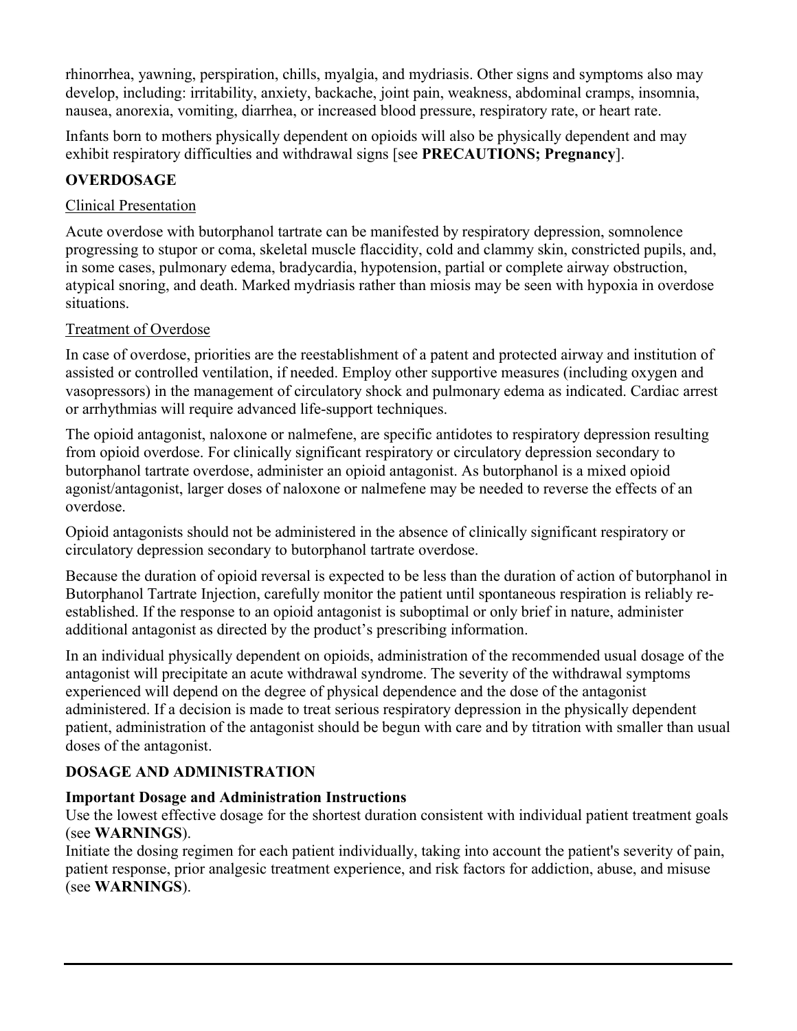rhinorrhea, yawning, perspiration, chills, myalgia, and mydriasis. Other signs and symptoms also may develop, including: irritability, anxiety, backache, joint pain, weakness, abdominal cramps, insomnia, nausea, anorexia, vomiting, diarrhea, or increased blood pressure, respiratory rate, or heart rate.

Infants born to mothers physically dependent on opioids will also be physically dependent and may exhibit respiratory difficulties and withdrawal signs [see **PRECAUTIONS; Pregnancy**].

## OVERDOSAGE

### Clinical Presentation

Acute overdose with butorphanol tartrate can be manifested by respiratory depression, somnolence progressing to stupor or coma, skeletal muscle flaccidity, cold and clammy skin, constricted pupils, and, in some cases, pulmonary edema, bradycardia, hypotension, partial or complete airway obstruction, atypical snoring, and death. Marked mydriasis rather than miosis may be seen with hypoxia in overdose situations.

### Treatment of Overdose

In case of overdose, priorities are the reestablishment of a patent and protected airway and institution of assisted or controlled ventilation, if needed. Employ other supportive measures (including oxygen and vasopressors) in the management of circulatory shock and pulmonary edema as indicated. Cardiac arrest or arrhythmias will require advanced life-support techniques.

The opioid antagonist, naloxone or nalmefene, are specific antidotes to respiratory depression resulting from opioid overdose. For clinically significant respiratory or circulatory depression secondary to butorphanol tartrate overdose, administer an opioid antagonist. As butorphanol is a mixed opioid agonist/antagonist, larger doses of naloxone or nalmefene may be needed to reverse the effects of an overdose.

Opioid antagonists should not be administered in the absence of clinically significant respiratory or circulatory depression secondary to butorphanol tartrate overdose.

Because the duration of opioid reversal is expected to be less than the duration of action of butorphanol in Butorphanol Tartrate Injection, carefully monitor the patient until spontaneous respiration is reliably re-established. If the response to an opioid antagonist is suboptimal or only brief in nature, administer additional antagonist as directed by the product's prescribing information.

In an individual physically dependent on opioids, administration of the recommended usual dosage of the antagonist will precipitate an acute withdrawal syndrome. The severity of the withdrawal symptoms experienced will depend on the degree of physical dependence and the dose of the antagonist administered. If a decision is made to treat serious respiratory depression in the physically dependent patient, administration of the antagonist should be begun with care and by titration with smaller than usual doses of the antagonist.

## DOSAGE AND ADMINISTRATION

### Important Dosage and Administration Instructions

Use the lowest effective dosage for the shortest duration consistent with individual patient treatment goals (see **WARNINGS**).

Initiate the dosing regimen for each patient individually, taking into account the patient's severity of pain, patient response, prior analgesic treatment experience, and risk factors for addiction, abuse, and misuse (see **WARNINGS**).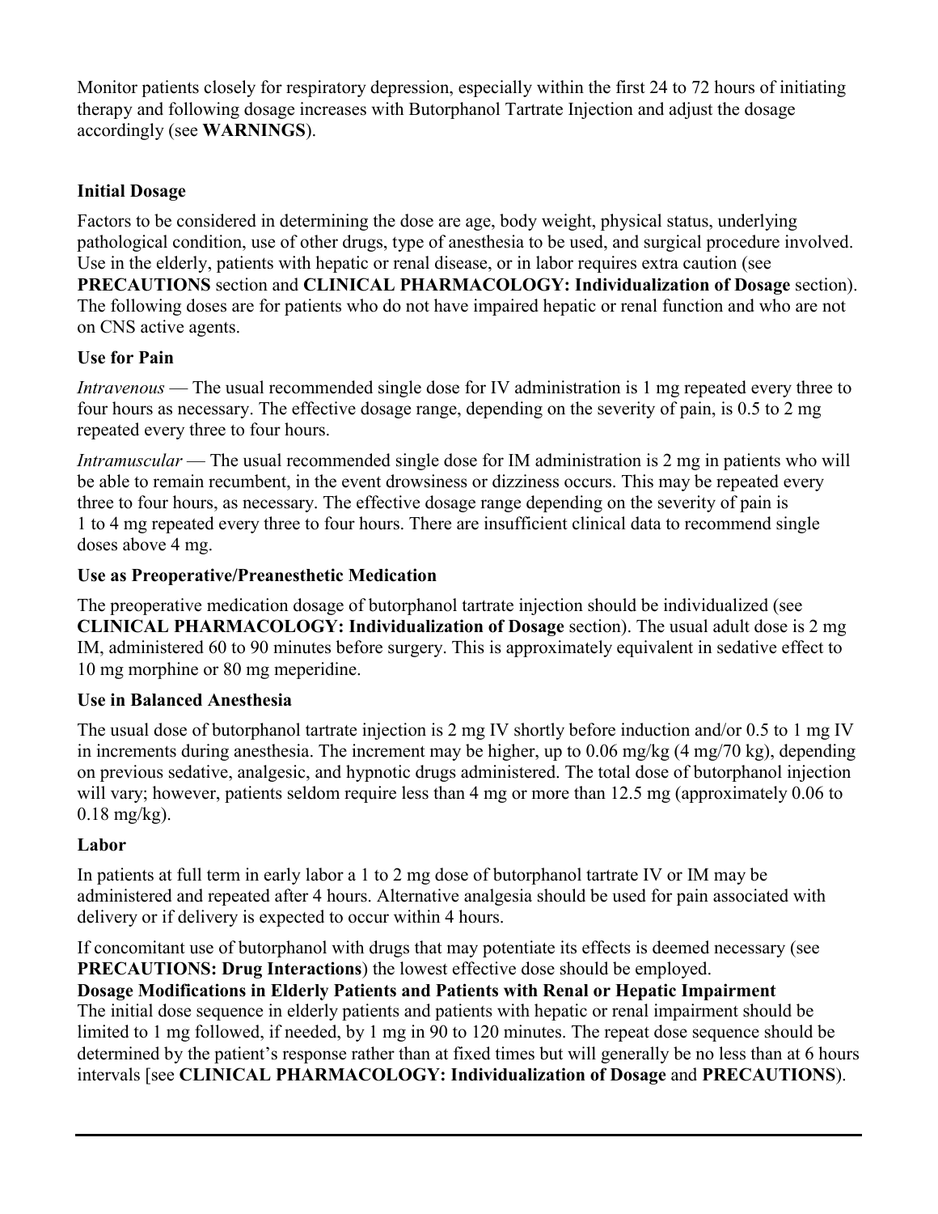Monitor patients closely for respiratory depression, especially within the first 24 to 72 hours of initiating therapy and following dosage increases with Butorphanol Tartrate Injection and adjust the dosage accordingly (see **WARNINGS**).

**Initial Dosage**

Factors to be considered in determining the dose are age, body weight, physical status, underlying pathological condition, use of other drugs, type of anesthesia to be used, and surgical procedure involved. Use in the elderly, patients with hepatic or renal disease, or in labor requires extra caution (see **PRECAUTIONS** section and **CLINICAL PHARMACOLOGY: Individualization of Dosage** section). The following doses are for patients who do not have impaired hepatic or renal function and who are not on CNS active agents.

**Use for Pain**

*Intravenous* — The usual recommended single dose for IV administration is 1 mg repeated every three to four hours as necessary. The effective dosage range, depending on the severity of pain, is 0.5 to 2 mg repeated every three to four hours.

*Intramuscular* — The usual recommended single dose for IM administration is 2 mg in patients who will be able to remain recumbent, in the event drowsiness or dizziness occurs. This may be repeated every three to four hours, as necessary. The effective dosage range depending on the severity of pain is 1 to 4 mg repeated every three to four hours. There are insufficient clinical data to recommend single doses above 4 mg.

**Use as Preoperative/Preanesthetic Medication**

The preoperative medication dosage of butorphanol tartrate injection should be individualized (see **CLINICAL PHARMACOLOGY: Individualization of Dosage** section). The usual adult dose is 2 mg IM, administered 60 to 90 minutes before surgery. This is approximately equivalent in sedative effect to 10 mg morphine or 80 mg meperidine.

**Use in Balanced Anesthesia**

The usual dose of butorphanol tartrate injection is 2 mg IV shortly before induction and/or 0.5 to 1 mg IV in increments during anesthesia. The increment may be higher, up to 0.06 mg/kg (4 mg/70 kg), depending on previous sedative, analgesic, and hypnotic drugs administered. The total dose of butorphanol injection will vary; however, patients seldom require less than 4 mg or more than 12.5 mg (approximately 0.06 to 0.18 mg/kg).

**Labor**

In patients at full term in early labor a 1 to 2 mg dose of butorphanol tartrate IV or IM may be administered and repeated after 4 hours. Alternative analgesia should be used for pain associated with delivery or if delivery is expected to occur within 4 hours.

If concomitant use of butorphanol with drugs that may potentiate its effects is deemed necessary (see **PRECAUTIONS: Drug Interactions**) the lowest effective dose should be employed.

**Dosage Modifications in Elderly Patients and Patients with Renal or Hepatic Impairment**

The initial dose sequence in elderly patients and patients with hepatic or renal impairment should be limited to 1 mg followed, if needed, by 1 mg in 90 to 120 minutes. The repeat dose sequence should be determined by the patient's response rather than at fixed times but will generally be no less than at 6 hours intervals [see **CLINICAL PHARMACOLOGY: Individualization of Dosage** and **PRECAUTIONS**).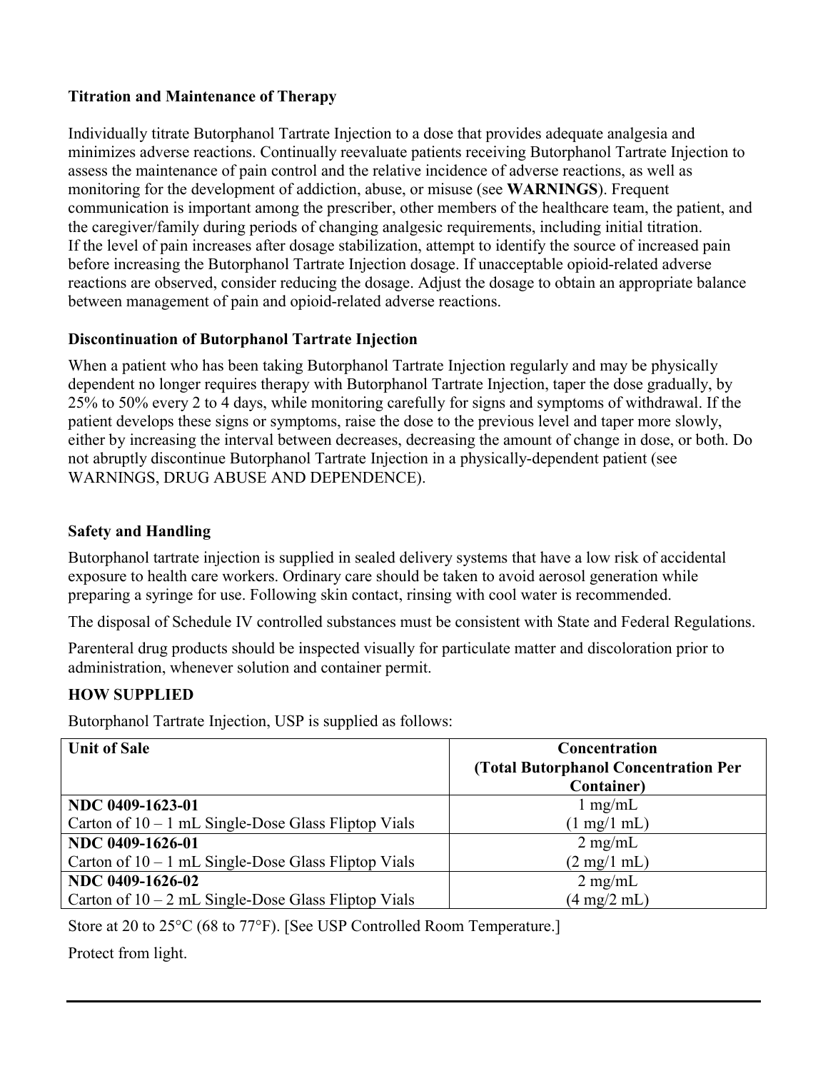**Titration and Maintenance of Therapy**

Individually titrate Butorphanol Tartrate Injection to a dose that provides adequate analgesia and minimizes adverse reactions. Continually reevaluate patients receiving Butorphanol Tartrate Injection to assess the maintenance of pain control and the relative incidence of adverse reactions, as well as monitoring for the development of addiction, abuse, or misuse (see **WARNINGS**). Frequent communication is important among the prescriber, other members of the healthcare team, the patient, and the caregiver/family during periods of changing analgesic requirements, including initial titration.
If the level of pain increases after dosage stabilization, attempt to identify the source of increased pain before increasing the Butorphanol Tartrate Injection dosage. If unacceptable opioid-related adverse reactions are observed, consider reducing the dosage. Adjust the dosage to obtain an appropriate balance between management of pain and opioid-related adverse reactions.

**Discontinuation of Butorphanol Tartrate Injection**

When a patient who has been taking Butorphanol Tartrate Injection regularly and may be physically dependent no longer requires therapy with Butorphanol Tartrate Injection, taper the dose gradually, by 25% to 50% every 2 to 4 days, while monitoring carefully for signs and symptoms of withdrawal. If the patient develops these signs or symptoms, raise the dose to the previous level and taper more slowly, either by increasing the interval between decreases, decreasing the amount of change in dose, or both. Do not abruptly discontinue Butorphanol Tartrate Injection in a physically-dependent patient (see WARNINGS, DRUG ABUSE AND DEPENDENCE).

**Safety and Handling**

Butorphanol tartrate injection is supplied in sealed delivery systems that have a low risk of accidental exposure to health care workers. Ordinary care should be taken to avoid aerosol generation while preparing a syringe for use. Following skin contact, rinsing with cool water is recommended.

The disposal of Schedule IV controlled substances must be consistent with State and Federal Regulations.

Parenteral drug products should be inspected visually for particulate matter and discoloration prior to administration, whenever solution and container permit.

**HOW SUPPLIED**

Butorphanol Tartrate Injection, USP is supplied as follows:

| Unit of Sale | Concentration (Total Butorphanol Concentration Per Container) |
|---|---|
| **NDC 0409-1623-01** Carton of 10 – 1 mL Single-Dose Glass Fliptop Vials | 1 mg/mL (1 mg/1 mL) |
| **NDC 0409-1626-01** Carton of 10 – 1 mL Single-Dose Glass Fliptop Vials | 2 mg/mL (2 mg/1 mL) |
| **NDC 0409-1626-02** Carton of 10 – 2 mL Single-Dose Glass Fliptop Vials | 2 mg/mL (4 mg/2 mL) |

Store at 20 to 25°C (68 to 77°F). [See USP Controlled Room Temperature.]

Protect from light.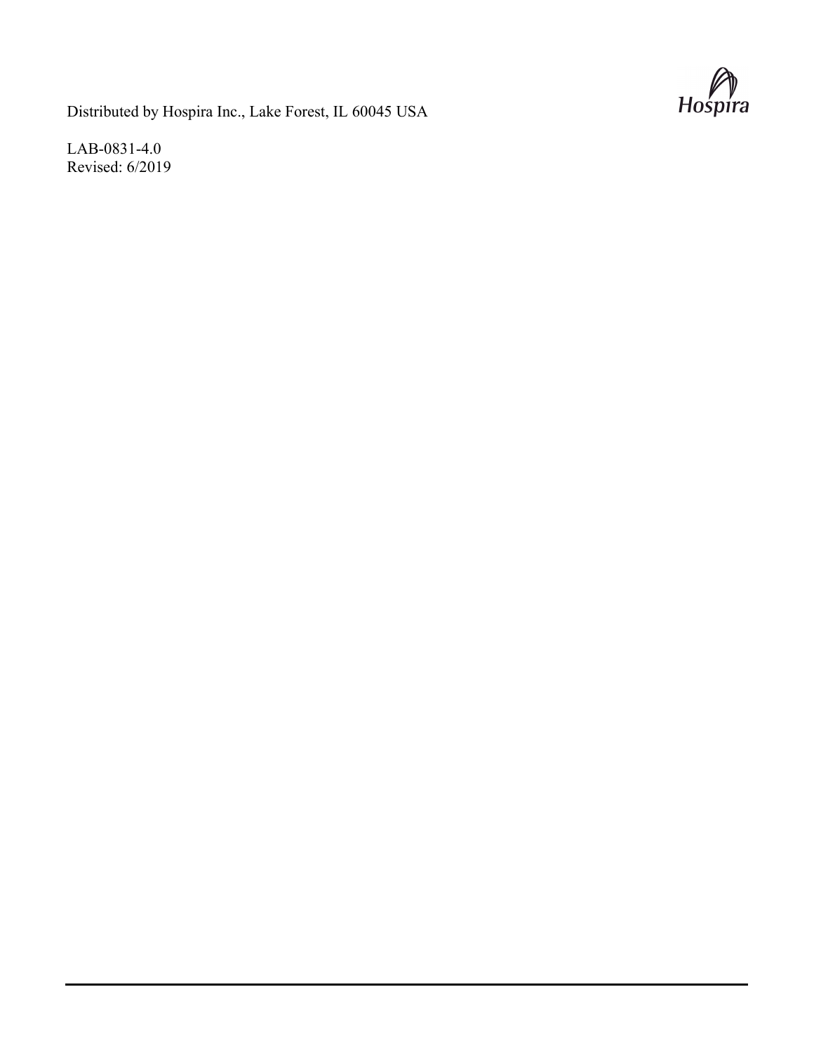Distributed by Hospira Inc., Lake Forest, IL 60045 USA

LAB-0831-4.0
Revised: 6/2019